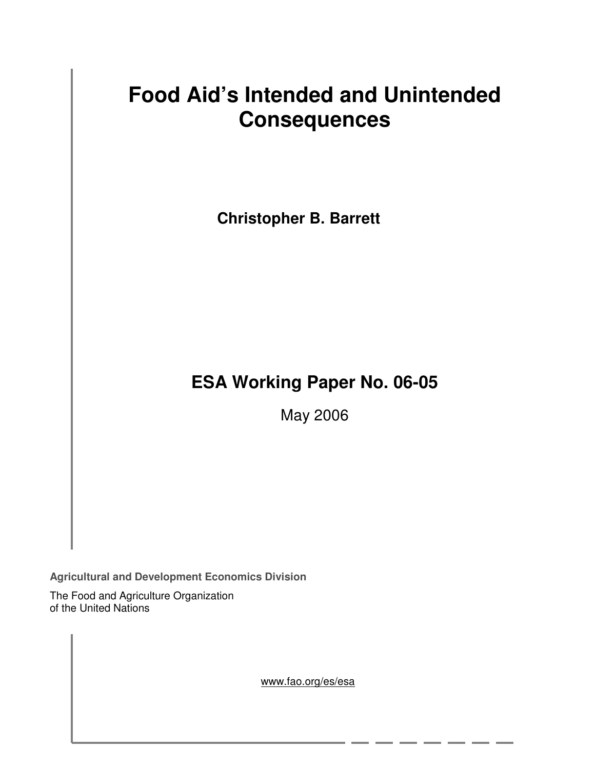# Food Aid's Intended and Unintended Consequences

**Christopher B. Barrett**

## ESA Working Paper No. 06-05

May 2006

**Agricultural and Development Economics Division**

The Food and Agriculture Organization
of the United Nations

www.fao.org/es/esa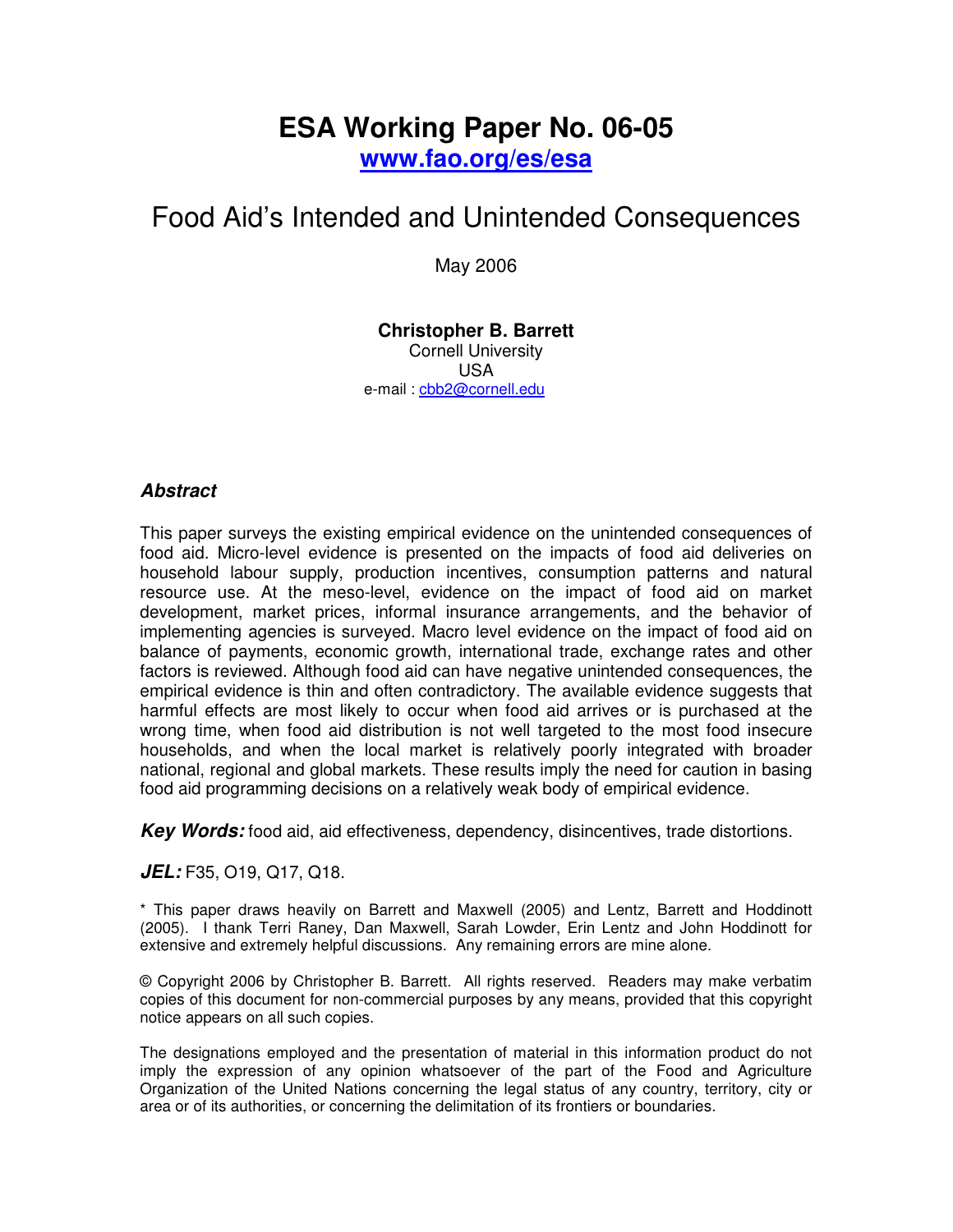# ESA Working Paper No. 06-05

**www.fao.org/es/esa**

## Food Aid's Intended and Unintended Consequences

May 2006

**Christopher B. Barrett**
Cornell University
USA
e-mail : cbb2@cornell.edu

### *Abstract*

This paper surveys the existing empirical evidence on the unintended consequences of food aid. Micro-level evidence is presented on the impacts of food aid deliveries on household labour supply, production incentives, consumption patterns and natural resource use. At the meso-level, evidence on the impact of food aid on market development, market prices, informal insurance arrangements, and the behavior of implementing agencies is surveyed. Macro level evidence on the impact of food aid on balance of payments, economic growth, international trade, exchange rates and other factors is reviewed. Although food aid can have negative unintended consequences, the empirical evidence is thin and often contradictory. The available evidence suggests that harmful effects are most likely to occur when food aid arrives or is purchased at the wrong time, when food aid distribution is not well targeted to the most food insecure households, and when the local market is relatively poorly integrated with broader national, regional and global markets. These results imply the need for caution in basing food aid programming decisions on a relatively weak body of empirical evidence.

***Key Words:*** food aid, aid effectiveness, dependency, disincentives, trade distortions.

***JEL:*** F35, O19, Q17, Q18.

* This paper draws heavily on Barrett and Maxwell (2005) and Lentz, Barrett and Hoddinott (2005). I thank Terri Raney, Dan Maxwell, Sarah Lowder, Erin Lentz and John Hoddinott for extensive and extremely helpful discussions. Any remaining errors are mine alone.

© Copyright 2006 by Christopher B. Barrett. All rights reserved. Readers may make verbatim copies of this document for non-commercial purposes by any means, provided that this copyright notice appears on all such copies.

The designations employed and the presentation of material in this information product do not imply the expression of any opinion whatsoever of the part of the Food and Agriculture Organization of the United Nations concerning the legal status of any country, territory, city or area or of its authorities, or concerning the delimitation of its frontiers or boundaries.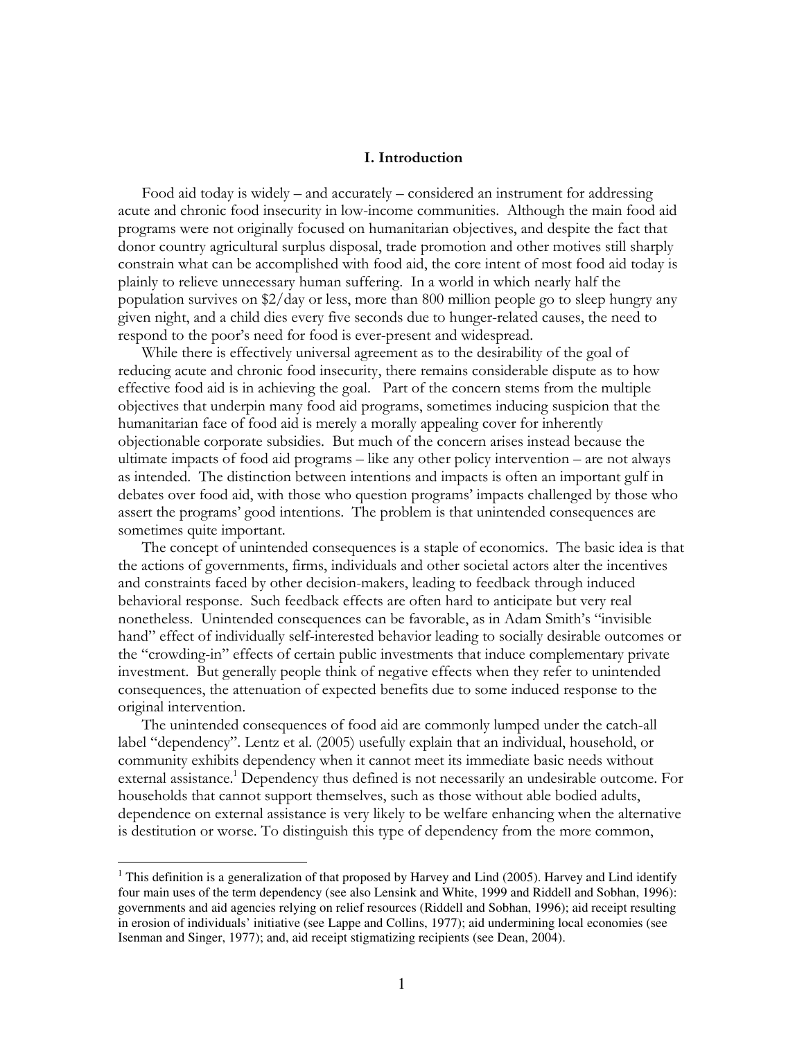## I. Introduction

Food aid today is widely – and accurately – considered an instrument for addressing acute and chronic food insecurity in low-income communities. Although the main food aid programs were not originally focused on humanitarian objectives, and despite the fact that donor country agricultural surplus disposal, trade promotion and other motives still sharply constrain what can be accomplished with food aid, the core intent of most food aid today is plainly to relieve unnecessary human suffering. In a world in which nearly half the population survives on $2/day or less, more than 800 million people go to sleep hungry any given night, and a child dies every five seconds due to hunger-related causes, the need to respond to the poor's need for food is ever-present and widespread.

While there is effectively universal agreement as to the desirability of the goal of reducing acute and chronic food insecurity, there remains considerable dispute as to how effective food aid is in achieving the goal. Part of the concern stems from the multiple objectives that underpin many food aid programs, sometimes inducing suspicion that the humanitarian face of food aid is merely a morally appealing cover for inherently objectionable corporate subsidies. But much of the concern arises instead because the ultimate impacts of food aid programs – like any other policy intervention – are not always as intended. The distinction between intentions and impacts is often an important gulf in debates over food aid, with those who question programs' impacts challenged by those who assert the programs' good intentions. The problem is that unintended consequences are sometimes quite important.

The concept of unintended consequences is a staple of economics. The basic idea is that the actions of governments, firms, individuals and other societal actors alter the incentives and constraints faced by other decision-makers, leading to feedback through induced behavioral response. Such feedback effects are often hard to anticipate but very real nonetheless. Unintended consequences can be favorable, as in Adam Smith's "invisible hand" effect of individually self-interested behavior leading to socially desirable outcomes or the "crowding-in" effects of certain public investments that induce complementary private investment. But generally people think of negative effects when they refer to unintended consequences, the attenuation of expected benefits due to some induced response to the original intervention.

The unintended consequences of food aid are commonly lumped under the catch-all label "dependency". Lentz et al. (2005) usefully explain that an individual, household, or community exhibits dependency when it cannot meet its immediate basic needs without external assistance.[1] Dependency thus defined is not necessarily an undesirable outcome. For households that cannot support themselves, such as those without able bodied adults, dependence on external assistance is very likely to be welfare enhancing when the alternative is destitution or worse. To distinguish this type of dependency from the more common,

[1] This definition is a generalization of that proposed by Harvey and Lind (2005). Harvey and Lind identify four main uses of the term dependency (see also Lensink and White, 1999 and Riddell and Sobhan, 1996): governments and aid agencies relying on relief resources (Riddell and Sobhan, 1996); aid receipt resulting in erosion of individuals' initiative (see Lappe and Collins, 1977); aid undermining local economies (see Isenman and Singer, 1977); and, aid receipt stigmatizing recipients (see Dean, 2004).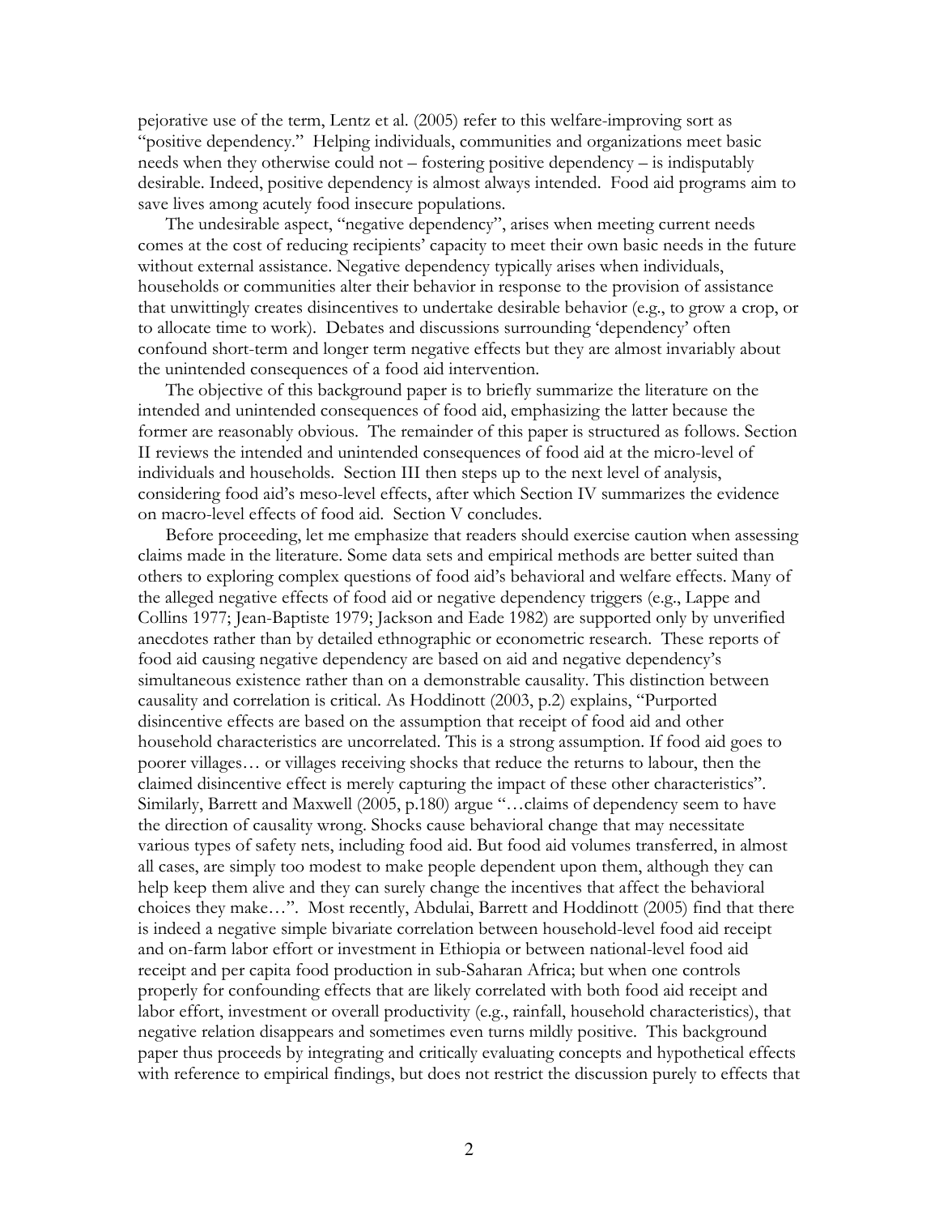pejorative use of the term, Lentz et al. (2005) refer to this welfare-improving sort as "positive dependency." Helping individuals, communities and organizations meet basic needs when they otherwise could not – fostering positive dependency – is indisputably desirable. Indeed, positive dependency is almost always intended. Food aid programs aim to save lives among acutely food insecure populations.

The undesirable aspect, "negative dependency", arises when meeting current needs comes at the cost of reducing recipients' capacity to meet their own basic needs in the future without external assistance. Negative dependency typically arises when individuals, households or communities alter their behavior in response to the provision of assistance that unwittingly creates disincentives to undertake desirable behavior (e.g., to grow a crop, or to allocate time to work). Debates and discussions surrounding 'dependency' often confound short-term and longer term negative effects but they are almost invariably about the unintended consequences of a food aid intervention.

The objective of this background paper is to briefly summarize the literature on the intended and unintended consequences of food aid, emphasizing the latter because the former are reasonably obvious. The remainder of this paper is structured as follows. Section II reviews the intended and unintended consequences of food aid at the micro-level of individuals and households. Section III then steps up to the next level of analysis, considering food aid's meso-level effects, after which Section IV summarizes the evidence on macro-level effects of food aid. Section V concludes.

Before proceeding, let me emphasize that readers should exercise caution when assessing claims made in the literature. Some data sets and empirical methods are better suited than others to exploring complex questions of food aid's behavioral and welfare effects. Many of the alleged negative effects of food aid or negative dependency triggers (e.g., Lappe and Collins 1977; Jean-Baptiste 1979; Jackson and Eade 1982) are supported only by unverified anecdotes rather than by detailed ethnographic or econometric research. These reports of food aid causing negative dependency are based on aid and negative dependency's simultaneous existence rather than on a demonstrable causality. This distinction between causality and correlation is critical. As Hoddinott (2003, p.2) explains, "Purported disincentive effects are based on the assumption that receipt of food aid and other household characteristics are uncorrelated. This is a strong assumption. If food aid goes to poorer villages… or villages receiving shocks that reduce the returns to labour, then the claimed disincentive effect is merely capturing the impact of these other characteristics". Similarly, Barrett and Maxwell (2005, p.180) argue "…claims of dependency seem to have the direction of causality wrong. Shocks cause behavioral change that may necessitate various types of safety nets, including food aid. But food aid volumes transferred, in almost all cases, are simply too modest to make people dependent upon them, although they can help keep them alive and they can surely change the incentives that affect the behavioral choices they make…". Most recently, Abdulai, Barrett and Hoddinott (2005) find that there is indeed a negative simple bivariate correlation between household-level food aid receipt and on-farm labor effort or investment in Ethiopia or between national-level food aid receipt and per capita food production in sub-Saharan Africa; but when one controls properly for confounding effects that are likely correlated with both food aid receipt and labor effort, investment or overall productivity (e.g., rainfall, household characteristics), that negative relation disappears and sometimes even turns mildly positive. This background paper thus proceeds by integrating and critically evaluating concepts and hypothetical effects with reference to empirical findings, but does not restrict the discussion purely to effects that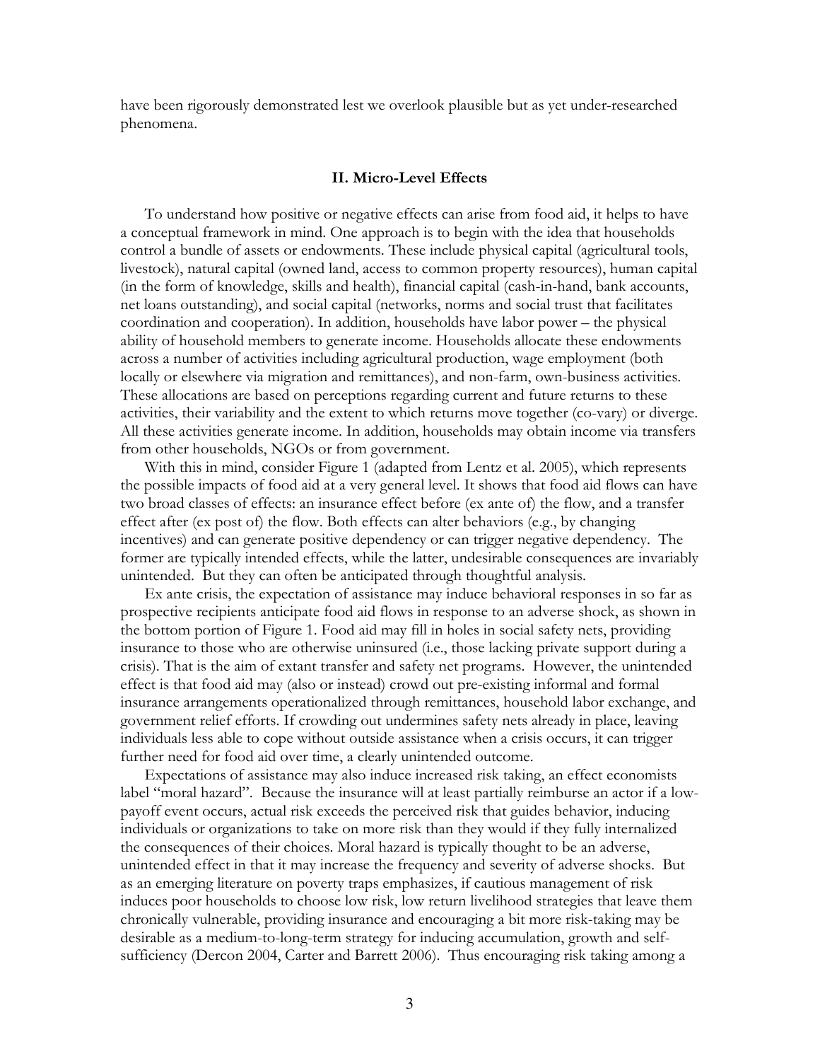have been rigorously demonstrated lest we overlook plausible but as yet under-researched phenomena.

## II. Micro-Level Effects

To understand how positive or negative effects can arise from food aid, it helps to have a conceptual framework in mind. One approach is to begin with the idea that households control a bundle of assets or endowments. These include physical capital (agricultural tools, livestock), natural capital (owned land, access to common property resources), human capital (in the form of knowledge, skills and health), financial capital (cash-in-hand, bank accounts, net loans outstanding), and social capital (networks, norms and social trust that facilitates coordination and cooperation). In addition, households have labor power – the physical ability of household members to generate income. Households allocate these endowments across a number of activities including agricultural production, wage employment (both locally or elsewhere via migration and remittances), and non-farm, own-business activities. These allocations are based on perceptions regarding current and future returns to these activities, their variability and the extent to which returns move together (co-vary) or diverge. All these activities generate income. In addition, households may obtain income via transfers from other households, NGOs or from government.

With this in mind, consider Figure 1 (adapted from Lentz et al. 2005), which represents the possible impacts of food aid at a very general level. It shows that food aid flows can have two broad classes of effects: an insurance effect before (ex ante of) the flow, and a transfer effect after (ex post of) the flow. Both effects can alter behaviors (e.g., by changing incentives) and can generate positive dependency or can trigger negative dependency. The former are typically intended effects, while the latter, undesirable consequences are invariably unintended. But they can often be anticipated through thoughtful analysis.

Ex ante crisis, the expectation of assistance may induce behavioral responses in so far as prospective recipients anticipate food aid flows in response to an adverse shock, as shown in the bottom portion of Figure 1. Food aid may fill in holes in social safety nets, providing insurance to those who are otherwise uninsured (i.e., those lacking private support during a crisis). That is the aim of extant transfer and safety net programs. However, the unintended effect is that food aid may (also or instead) crowd out pre-existing informal and formal insurance arrangements operationalized through remittances, household labor exchange, and government relief efforts. If crowding out undermines safety nets already in place, leaving individuals less able to cope without outside assistance when a crisis occurs, it can trigger further need for food aid over time, a clearly unintended outcome.

Expectations of assistance may also induce increased risk taking, an effect economists label "moral hazard". Because the insurance will at least partially reimburse an actor if a low-payoff event occurs, actual risk exceeds the perceived risk that guides behavior, inducing individuals or organizations to take on more risk than they would if they fully internalized the consequences of their choices. Moral hazard is typically thought to be an adverse, unintended effect in that it may increase the frequency and severity of adverse shocks. But as an emerging literature on poverty traps emphasizes, if cautious management of risk induces poor households to choose low risk, low return livelihood strategies that leave them chronically vulnerable, providing insurance and encouraging a bit more risk-taking may be desirable as a medium-to-long-term strategy for inducing accumulation, growth and self-sufficiency (Dercon 2004, Carter and Barrett 2006). Thus encouraging risk taking among a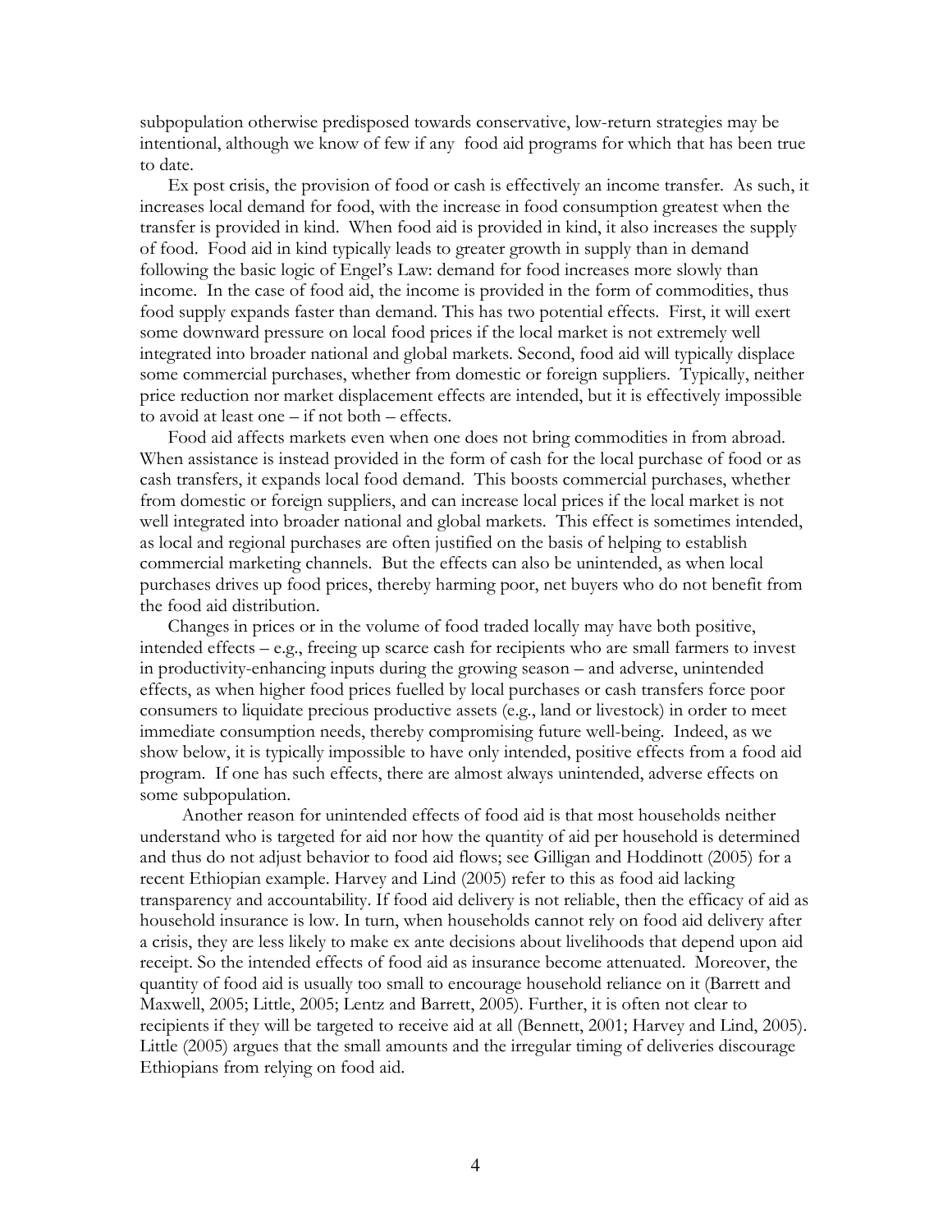subpopulation otherwise predisposed towards conservative, low-return strategies may be intentional, although we know of few if any food aid programs for which that has been true to date.

Ex post crisis, the provision of food or cash is effectively an income transfer. As such, it increases local demand for food, with the increase in food consumption greatest when the transfer is provided in kind. When food aid is provided in kind, it also increases the supply of food. Food aid in kind typically leads to greater growth in supply than in demand following the basic logic of Engel's Law: demand for food increases more slowly than income. In the case of food aid, the income is provided in the form of commodities, thus food supply expands faster than demand. This has two potential effects. First, it will exert some downward pressure on local food prices if the local market is not extremely well integrated into broader national and global markets. Second, food aid will typically displace some commercial purchases, whether from domestic or foreign suppliers. Typically, neither price reduction nor market displacement effects are intended, but it is effectively impossible to avoid at least one – if not both – effects.

Food aid affects markets even when one does not bring commodities in from abroad. When assistance is instead provided in the form of cash for the local purchase of food or as cash transfers, it expands local food demand. This boosts commercial purchases, whether from domestic or foreign suppliers, and can increase local prices if the local market is not well integrated into broader national and global markets. This effect is sometimes intended, as local and regional purchases are often justified on the basis of helping to establish commercial marketing channels. But the effects can also be unintended, as when local purchases drives up food prices, thereby harming poor, net buyers who do not benefit from the food aid distribution.

Changes in prices or in the volume of food traded locally may have both positive, intended effects – e.g., freeing up scarce cash for recipients who are small farmers to invest in productivity-enhancing inputs during the growing season – and adverse, unintended effects, as when higher food prices fuelled by local purchases or cash transfers force poor consumers to liquidate precious productive assets (e.g., land or livestock) in order to meet immediate consumption needs, thereby compromising future well-being. Indeed, as we show below, it is typically impossible to have only intended, positive effects from a food aid program. If one has such effects, there are almost always unintended, adverse effects on some subpopulation.

Another reason for unintended effects of food aid is that most households neither understand who is targeted for aid nor how the quantity of aid per household is determined and thus do not adjust behavior to food aid flows; see Gilligan and Hoddinott (2005) for a recent Ethiopian example. Harvey and Lind (2005) refer to this as food aid lacking transparency and accountability. If food aid delivery is not reliable, then the efficacy of aid as household insurance is low. In turn, when households cannot rely on food aid delivery after a crisis, they are less likely to make ex ante decisions about livelihoods that depend upon aid receipt. So the intended effects of food aid as insurance become attenuated. Moreover, the quantity of food aid is usually too small to encourage household reliance on it (Barrett and Maxwell, 2005; Little, 2005; Lentz and Barrett, 2005). Further, it is often not clear to recipients if they will be targeted to receive aid at all (Bennett, 2001; Harvey and Lind, 2005). Little (2005) argues that the small amounts and the irregular timing of deliveries discourage Ethiopians from relying on food aid.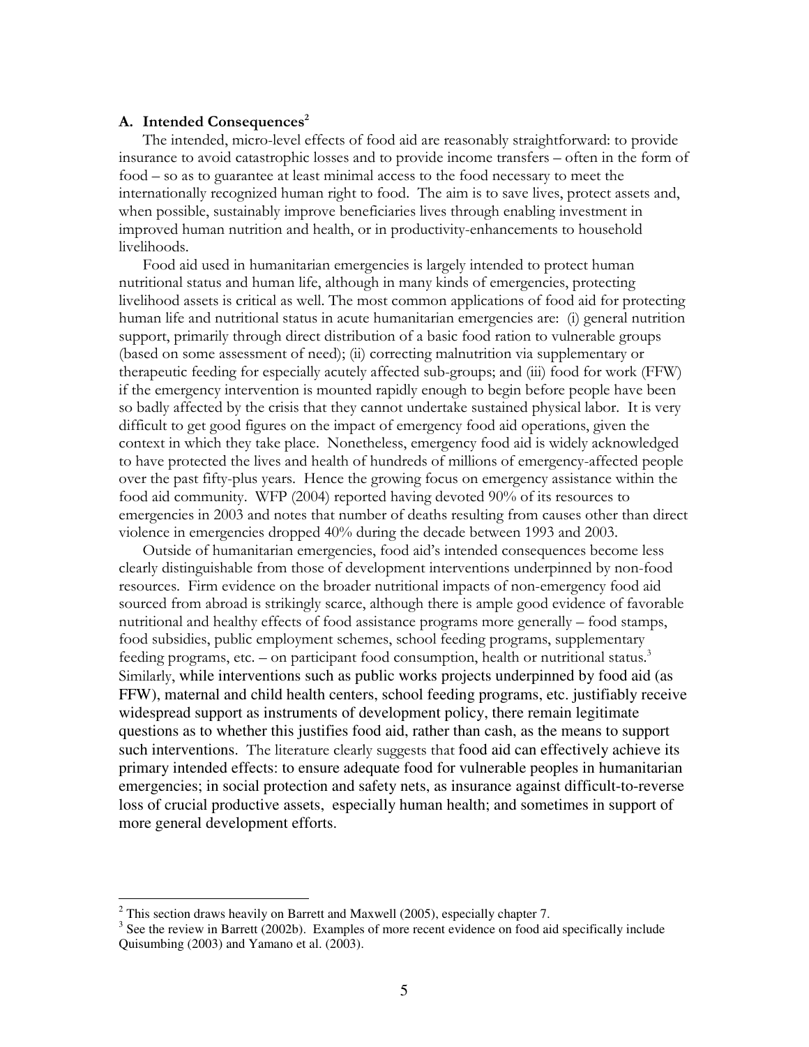### A. Intended Consequences[2]

The intended, micro-level effects of food aid are reasonably straightforward: to provide insurance to avoid catastrophic losses and to provide income transfers – often in the form of food – so as to guarantee at least minimal access to the food necessary to meet the internationally recognized human right to food. The aim is to save lives, protect assets and, when possible, sustainably improve beneficiaries lives through enabling investment in improved human nutrition and health, or in productivity-enhancements to household livelihoods.

Food aid used in humanitarian emergencies is largely intended to protect human nutritional status and human life, although in many kinds of emergencies, protecting livelihood assets is critical as well. The most common applications of food aid for protecting human life and nutritional status in acute humanitarian emergencies are: (i) general nutrition support, primarily through direct distribution of a basic food ration to vulnerable groups (based on some assessment of need); (ii) correcting malnutrition via supplementary or therapeutic feeding for especially acutely affected sub-groups; and (iii) food for work (FFW) if the emergency intervention is mounted rapidly enough to begin before people have been so badly affected by the crisis that they cannot undertake sustained physical labor. It is very difficult to get good figures on the impact of emergency food aid operations, given the context in which they take place. Nonetheless, emergency food aid is widely acknowledged to have protected the lives and health of hundreds of millions of emergency-affected people over the past fifty-plus years. Hence the growing focus on emergency assistance within the food aid community. WFP (2004) reported having devoted 90% of its resources to emergencies in 2003 and notes that number of deaths resulting from causes other than direct violence in emergencies dropped 40% during the decade between 1993 and 2003.

Outside of humanitarian emergencies, food aid's intended consequences become less clearly distinguishable from those of development interventions underpinned by non-food resources. Firm evidence on the broader nutritional impacts of non-emergency food aid sourced from abroad is strikingly scarce, although there is ample good evidence of favorable nutritional and healthy effects of food assistance programs more generally – food stamps, food subsidies, public employment schemes, school feeding programs, supplementary feeding programs, etc. – on participant food consumption, health or nutritional status.[3] Similarly, while interventions such as public works projects underpinned by food aid (as FFW), maternal and child health centers, school feeding programs, etc. justifiably receive widespread support as instruments of development policy, there remain legitimate questions as to whether this justifies food aid, rather than cash, as the means to support such interventions. The literature clearly suggests that food aid can effectively achieve its primary intended effects: to ensure adequate food for vulnerable peoples in humanitarian emergencies; in social protection and safety nets, as insurance against difficult-to-reverse loss of crucial productive assets, especially human health; and sometimes in support of more general development efforts.

[2] This section draws heavily on Barrett and Maxwell (2005), especially chapter 7.

[3] See the review in Barrett (2002b). Examples of more recent evidence on food aid specifically include Quisumbing (2003) and Yamano et al. (2003).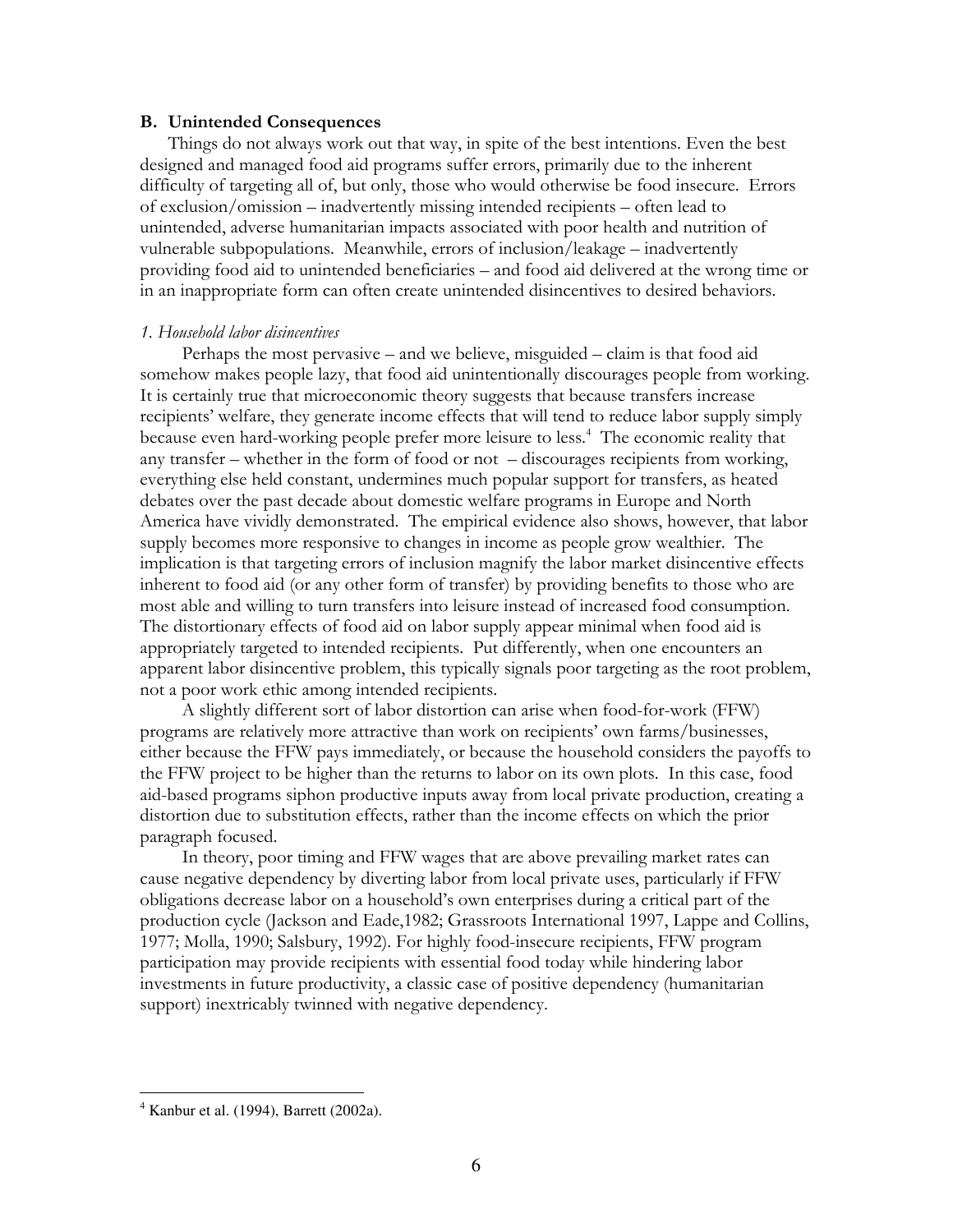## B. Unintended Consequences

Things do not always work out that way, in spite of the best intentions. Even the best designed and managed food aid programs suffer errors, primarily due to the inherent difficulty of targeting all of, but only, those who would otherwise be food insecure. Errors of exclusion/omission – inadvertently missing intended recipients – often lead to unintended, adverse humanitarian impacts associated with poor health and nutrition of vulnerable subpopulations. Meanwhile, errors of inclusion/leakage – inadvertently providing food aid to unintended beneficiaries – and food aid delivered at the wrong time or in an inappropriate form can often create unintended disincentives to desired behaviors.

### *1. Household labor disincentives*

Perhaps the most pervasive – and we believe, misguided – claim is that food aid somehow makes people lazy, that food aid unintentionally discourages people from working. It is certainly true that microeconomic theory suggests that because transfers increase recipients' welfare, they generate income effects that will tend to reduce labor supply simply because even hard-working people prefer more leisure to less.[4] The economic reality that any transfer – whether in the form of food or not – discourages recipients from working, everything else held constant, undermines much popular support for transfers, as heated debates over the past decade about domestic welfare programs in Europe and North America have vividly demonstrated. The empirical evidence also shows, however, that labor supply becomes more responsive to changes in income as people grow wealthier. The implication is that targeting errors of inclusion magnify the labor market disincentive effects inherent to food aid (or any other form of transfer) by providing benefits to those who are most able and willing to turn transfers into leisure instead of increased food consumption. The distortionary effects of food aid on labor supply appear minimal when food aid is appropriately targeted to intended recipients. Put differently, when one encounters an apparent labor disincentive problem, this typically signals poor targeting as the root problem, not a poor work ethic among intended recipients.

A slightly different sort of labor distortion can arise when food-for-work (FFW) programs are relatively more attractive than work on recipients' own farms/businesses, either because the FFW pays immediately, or because the household considers the payoffs to the FFW project to be higher than the returns to labor on its own plots. In this case, food aid-based programs siphon productive inputs away from local private production, creating a distortion due to substitution effects, rather than the income effects on which the prior paragraph focused.

In theory, poor timing and FFW wages that are above prevailing market rates can cause negative dependency by diverting labor from local private uses, particularly if FFW obligations decrease labor on a household's own enterprises during a critical part of the production cycle (Jackson and Eade,1982; Grassroots International 1997, Lappe and Collins, 1977; Molla, 1990; Salsbury, 1992). For highly food-insecure recipients, FFW program participation may provide recipients with essential food today while hindering labor investments in future productivity, a classic case of positive dependency (humanitarian support) inextricably twinned with negative dependency.

---

[4] Kanbur et al. (1994), Barrett (2002a).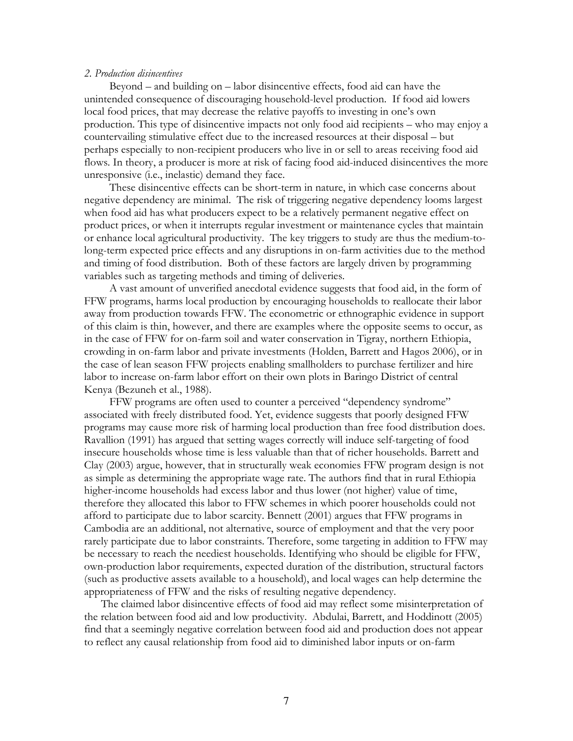*2. Production disincentives*

Beyond – and building on – labor disincentive effects, food aid can have the unintended consequence of discouraging household-level production. If food aid lowers local food prices, that may decrease the relative payoffs to investing in one's own production. This type of disincentive impacts not only food aid recipients – who may enjoy a countervailing stimulative effect due to the increased resources at their disposal – but perhaps especially to non-recipient producers who live in or sell to areas receiving food aid flows. In theory, a producer is more at risk of facing food aid-induced disincentives the more unresponsive (i.e., inelastic) demand they face.

These disincentive effects can be short-term in nature, in which case concerns about negative dependency are minimal. The risk of triggering negative dependency looms largest when food aid has what producers expect to be a relatively permanent negative effect on product prices, or when it interrupts regular investment or maintenance cycles that maintain or enhance local agricultural productivity. The key triggers to study are thus the medium-to-long-term expected price effects and any disruptions in on-farm activities due to the method and timing of food distribution. Both of these factors are largely driven by programming variables such as targeting methods and timing of deliveries.

A vast amount of unverified anecdotal evidence suggests that food aid, in the form of FFW programs, harms local production by encouraging households to reallocate their labor away from production towards FFW. The econometric or ethnographic evidence in support of this claim is thin, however, and there are examples where the opposite seems to occur, as in the case of FFW for on-farm soil and water conservation in Tigray, northern Ethiopia, crowding in on-farm labor and private investments (Holden, Barrett and Hagos 2006), or in the case of lean season FFW projects enabling smallholders to purchase fertilizer and hire labor to increase on-farm labor effort on their own plots in Baringo District of central Kenya (Bezuneh et al., 1988).

FFW programs are often used to counter a perceived "dependency syndrome" associated with freely distributed food. Yet, evidence suggests that poorly designed FFW programs may cause more risk of harming local production than free food distribution does. Ravallion (1991) has argued that setting wages correctly will induce self-targeting of food insecure households whose time is less valuable than that of richer households. Barrett and Clay (2003) argue, however, that in structurally weak economies FFW program design is not as simple as determining the appropriate wage rate. The authors find that in rural Ethiopia higher-income households had excess labor and thus lower (not higher) value of time, therefore they allocated this labor to FFW schemes in which poorer households could not afford to participate due to labor scarcity. Bennett (2001) argues that FFW programs in Cambodia are an additional, not alternative, source of employment and that the very poor rarely participate due to labor constraints. Therefore, some targeting in addition to FFW may be necessary to reach the neediest households. Identifying who should be eligible for FFW, own-production labor requirements, expected duration of the distribution, structural factors (such as productive assets available to a household), and local wages can help determine the appropriateness of FFW and the risks of resulting negative dependency.

The claimed labor disincentive effects of food aid may reflect some misinterpretation of the relation between food aid and low productivity. Abdulai, Barrett, and Hoddinott (2005) find that a seemingly negative correlation between food aid and production does not appear to reflect any causal relationship from food aid to diminished labor inputs or on-farm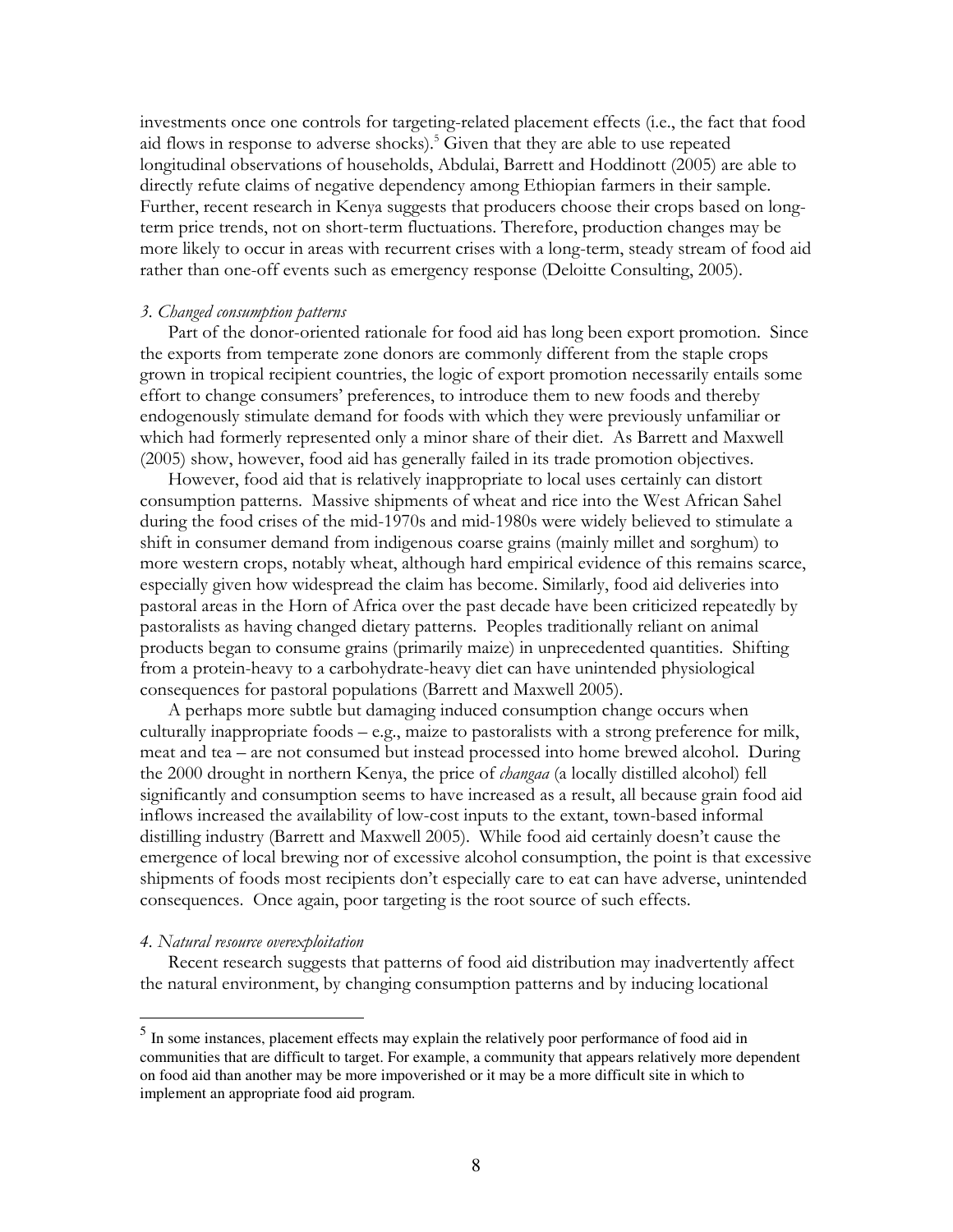investments once one controls for targeting-related placement effects (i.e., the fact that food aid flows in response to adverse shocks).[5] Given that they are able to use repeated longitudinal observations of households, Abdulai, Barrett and Hoddinott (2005) are able to directly refute claims of negative dependency among Ethiopian farmers in their sample. Further, recent research in Kenya suggests that producers choose their crops based on long-term price trends, not on short-term fluctuations. Therefore, production changes may be more likely to occur in areas with recurrent crises with a long-term, steady stream of food aid rather than one-off events such as emergency response (Deloitte Consulting, 2005).

*3. Changed consumption patterns*

Part of the donor-oriented rationale for food aid has long been export promotion. Since the exports from temperate zone donors are commonly different from the staple crops grown in tropical recipient countries, the logic of export promotion necessarily entails some effort to change consumers' preferences, to introduce them to new foods and thereby endogenously stimulate demand for foods with which they were previously unfamiliar or which had formerly represented only a minor share of their diet. As Barrett and Maxwell (2005) show, however, food aid has generally failed in its trade promotion objectives.

However, food aid that is relatively inappropriate to local uses certainly can distort consumption patterns. Massive shipments of wheat and rice into the West African Sahel during the food crises of the mid-1970s and mid-1980s were widely believed to stimulate a shift in consumer demand from indigenous coarse grains (mainly millet and sorghum) to more western crops, notably wheat, although hard empirical evidence of this remains scarce, especially given how widespread the claim has become. Similarly, food aid deliveries into pastoral areas in the Horn of Africa over the past decade have been criticized repeatedly by pastoralists as having changed dietary patterns. Peoples traditionally reliant on animal products began to consume grains (primarily maize) in unprecedented quantities. Shifting from a protein-heavy to a carbohydrate-heavy diet can have unintended physiological consequences for pastoral populations (Barrett and Maxwell 2005).

A perhaps more subtle but damaging induced consumption change occurs when culturally inappropriate foods – e.g., maize to pastoralists with a strong preference for milk, meat and tea – are not consumed but instead processed into home brewed alcohol. During the 2000 drought in northern Kenya, the price of *changaa* (a locally distilled alcohol) fell significantly and consumption seems to have increased as a result, all because grain food aid inflows increased the availability of low-cost inputs to the extant, town-based informal distilling industry (Barrett and Maxwell 2005). While food aid certainly doesn't cause the emergence of local brewing nor of excessive alcohol consumption, the point is that excessive shipments of foods most recipients don't especially care to eat can have adverse, unintended consequences. Once again, poor targeting is the root source of such effects.

*4. Natural resource overexploitation*

Recent research suggests that patterns of food aid distribution may inadvertently affect the natural environment, by changing consumption patterns and by inducing locational

[5] In some instances, placement effects may explain the relatively poor performance of food aid in communities that are difficult to target. For example, a community that appears relatively more dependent on food aid than another may be more impoverished or it may be a more difficult site in which to implement an appropriate food aid program.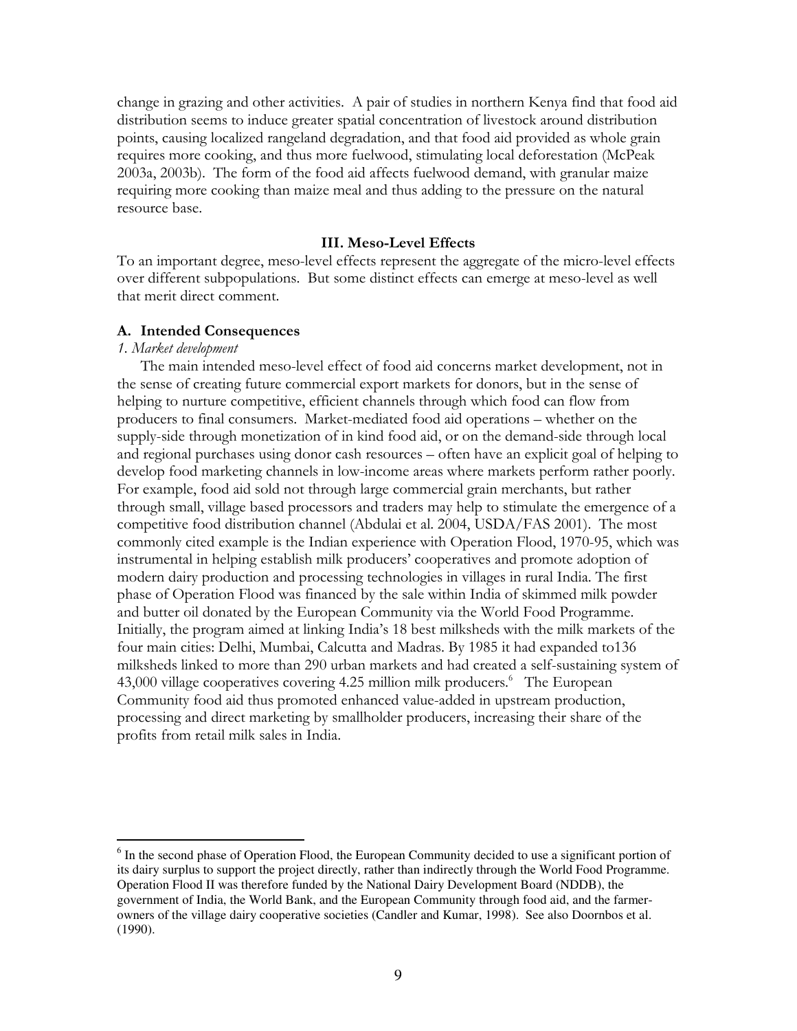change in grazing and other activities. A pair of studies in northern Kenya find that food aid distribution seems to induce greater spatial concentration of livestock around distribution points, causing localized rangeland degradation, and that food aid provided as whole grain requires more cooking, and thus more fuelwood, stimulating local deforestation (McPeak 2003a, 2003b). The form of the food aid affects fuelwood demand, with granular maize requiring more cooking than maize meal and thus adding to the pressure on the natural resource base.

## III. Meso-Level Effects

To an important degree, meso-level effects represent the aggregate of the micro-level effects over different subpopulations. But some distinct effects can emerge at meso-level as well that merit direct comment.

### A. Intended Consequences

*1. Market development*

The main intended meso-level effect of food aid concerns market development, not in the sense of creating future commercial export markets for donors, but in the sense of helping to nurture competitive, efficient channels through which food can flow from producers to final consumers. Market-mediated food aid operations – whether on the supply-side through monetization of in kind food aid, or on the demand-side through local and regional purchases using donor cash resources – often have an explicit goal of helping to develop food marketing channels in low-income areas where markets perform rather poorly. For example, food aid sold not through large commercial grain merchants, but rather through small, village based processors and traders may help to stimulate the emergence of a competitive food distribution channel (Abdulai et al. 2004, USDA/FAS 2001). The most commonly cited example is the Indian experience with Operation Flood, 1970-95, which was instrumental in helping establish milk producers' cooperatives and promote adoption of modern dairy production and processing technologies in villages in rural India. The first phase of Operation Flood was financed by the sale within India of skimmed milk powder and butter oil donated by the European Community via the World Food Programme. Initially, the program aimed at linking India's 18 best milksheds with the milk markets of the four main cities: Delhi, Mumbai, Calcutta and Madras. By 1985 it had expanded to136 milksheds linked to more than 290 urban markets and had created a self-sustaining system of 43,000 village cooperatives covering 4.25 million milk producers.[6] The European Community food aid thus promoted enhanced value-added in upstream production, processing and direct marketing by smallholder producers, increasing their share of the profits from retail milk sales in India.

---

[6] In the second phase of Operation Flood, the European Community decided to use a significant portion of its dairy surplus to support the project directly, rather than indirectly through the World Food Programme. Operation Flood II was therefore funded by the National Dairy Development Board (NDDB), the government of India, the World Bank, and the European Community through food aid, and the farmer-owners of the village dairy cooperative societies (Candler and Kumar, 1998). See also Doornbos et al. (1990).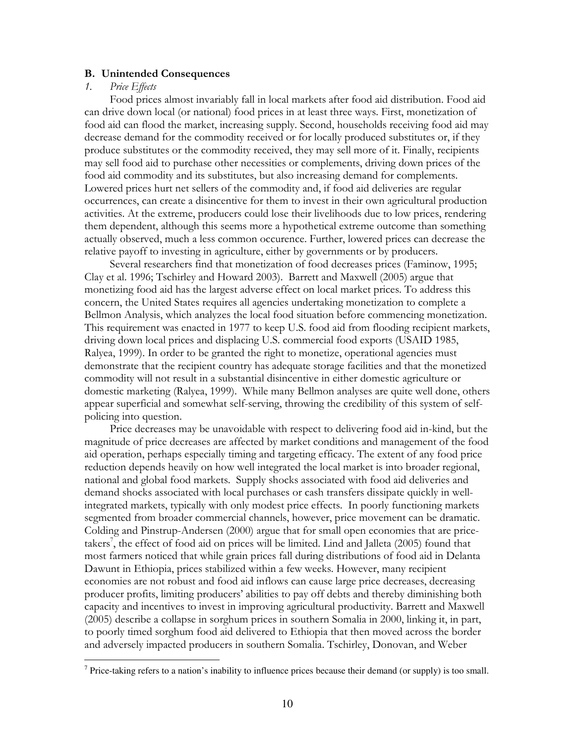### B. Unintended Consequences

#### *1. Price Effects*

Food prices almost invariably fall in local markets after food aid distribution. Food aid can drive down local (or national) food prices in at least three ways. First, monetization of food aid can flood the market, increasing supply. Second, households receiving food aid may decrease demand for the commodity received or for locally produced substitutes or, if they produce substitutes or the commodity received, they may sell more of it. Finally, recipients may sell food aid to purchase other necessities or complements, driving down prices of the food aid commodity and its substitutes, but also increasing demand for complements. Lowered prices hurt net sellers of the commodity and, if food aid deliveries are regular occurrences, can create a disincentive for them to invest in their own agricultural production activities. At the extreme, producers could lose their livelihoods due to low prices, rendering them dependent, although this seems more a hypothetical extreme outcome than something actually observed, much a less common occurence. Further, lowered prices can decrease the relative payoff to investing in agriculture, either by governments or by producers.

Several researchers find that monetization of food decreases prices (Faminow, 1995; Clay et al. 1996; Tschirley and Howard 2003). Barrett and Maxwell (2005) argue that monetizing food aid has the largest adverse effect on local market prices. To address this concern, the United States requires all agencies undertaking monetization to complete a Bellmon Analysis, which analyzes the local food situation before commencing monetization. This requirement was enacted in 1977 to keep U.S. food aid from flooding recipient markets, driving down local prices and displacing U.S. commercial food exports (USAID 1985, Ralyea, 1999). In order to be granted the right to monetize, operational agencies must demonstrate that the recipient country has adequate storage facilities and that the monetized commodity will not result in a substantial disincentive in either domestic agriculture or domestic marketing (Ralyea, 1999). While many Bellmon analyses are quite well done, others appear superficial and somewhat self-serving, throwing the credibility of this system of self-policing into question.

Price decreases may be unavoidable with respect to delivering food aid in-kind, but the magnitude of price decreases are affected by market conditions and management of the food aid operation, perhaps especially timing and targeting efficacy. The extent of any food price reduction depends heavily on how well integrated the local market is into broader regional, national and global food markets. Supply shocks associated with food aid deliveries and demand shocks associated with local purchases or cash transfers dissipate quickly in well-integrated markets, typically with only modest price effects. In poorly functioning markets segmented from broader commercial channels, however, price movement can be dramatic. Colding and Pinstrup-Andersen (2000) argue that for small open economies that are price-takers[7], the effect of food aid on prices will be limited. Lind and Jalleta (2005) found that most farmers noticed that while grain prices fall during distributions of food aid in Delanta Dawunt in Ethiopia, prices stabilized within a few weeks. However, many recipient economies are not robust and food aid inflows can cause large price decreases, decreasing producer profits, limiting producers' abilities to pay off debts and thereby diminishing both capacity and incentives to invest in improving agricultural productivity. Barrett and Maxwell (2005) describe a collapse in sorghum prices in southern Somalia in 2000, linking it, in part, to poorly timed sorghum food aid delivered to Ethiopia that then moved across the border and adversely impacted producers in southern Somalia. Tschirley, Donovan, and Weber

[7] Price-taking refers to a nation's inability to influence prices because their demand (or supply) is too small.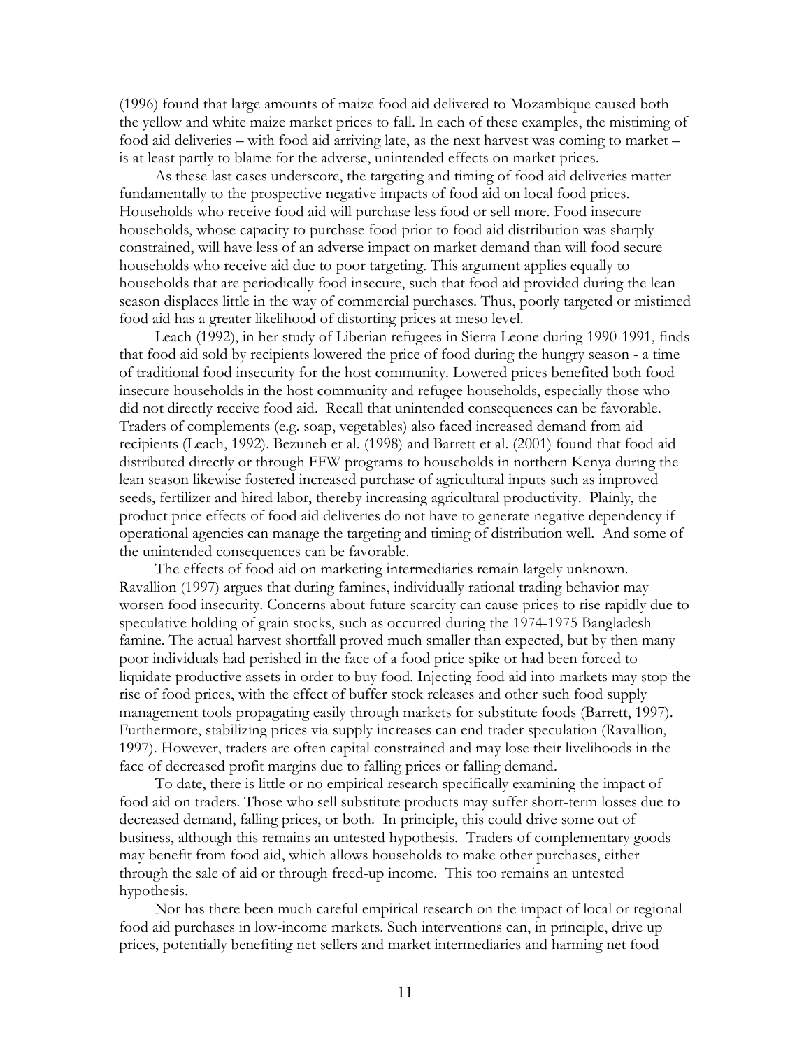(1996) found that large amounts of maize food aid delivered to Mozambique caused both the yellow and white maize market prices to fall. In each of these examples, the mistiming of food aid deliveries – with food aid arriving late, as the next harvest was coming to market – is at least partly to blame for the adverse, unintended effects on market prices.

As these last cases underscore, the targeting and timing of food aid deliveries matter fundamentally to the prospective negative impacts of food aid on local food prices. Households who receive food aid will purchase less food or sell more. Food insecure households, whose capacity to purchase food prior to food aid distribution was sharply constrained, will have less of an adverse impact on market demand than will food secure households who receive aid due to poor targeting. This argument applies equally to households that are periodically food insecure, such that food aid provided during the lean season displaces little in the way of commercial purchases. Thus, poorly targeted or mistimed food aid has a greater likelihood of distorting prices at meso level.

Leach (1992), in her study of Liberian refugees in Sierra Leone during 1990-1991, finds that food aid sold by recipients lowered the price of food during the hungry season - a time of traditional food insecurity for the host community. Lowered prices benefited both food insecure households in the host community and refugee households, especially those who did not directly receive food aid. Recall that unintended consequences can be favorable. Traders of complements (e.g. soap, vegetables) also faced increased demand from aid recipients (Leach, 1992). Bezuneh et al. (1998) and Barrett et al. (2001) found that food aid distributed directly or through FFW programs to households in northern Kenya during the lean season likewise fostered increased purchase of agricultural inputs such as improved seeds, fertilizer and hired labor, thereby increasing agricultural productivity. Plainly, the product price effects of food aid deliveries do not have to generate negative dependency if operational agencies can manage the targeting and timing of distribution well. And some of the unintended consequences can be favorable.

The effects of food aid on marketing intermediaries remain largely unknown. Ravallion (1997) argues that during famines, individually rational trading behavior may worsen food insecurity. Concerns about future scarcity can cause prices to rise rapidly due to speculative holding of grain stocks, such as occurred during the 1974-1975 Bangladesh famine. The actual harvest shortfall proved much smaller than expected, but by then many poor individuals had perished in the face of a food price spike or had been forced to liquidate productive assets in order to buy food. Injecting food aid into markets may stop the rise of food prices, with the effect of buffer stock releases and other such food supply management tools propagating easily through markets for substitute foods (Barrett, 1997). Furthermore, stabilizing prices via supply increases can end trader speculation (Ravallion, 1997). However, traders are often capital constrained and may lose their livelihoods in the face of decreased profit margins due to falling prices or falling demand.

To date, there is little or no empirical research specifically examining the impact of food aid on traders. Those who sell substitute products may suffer short-term losses due to decreased demand, falling prices, or both. In principle, this could drive some out of business, although this remains an untested hypothesis. Traders of complementary goods may benefit from food aid, which allows households to make other purchases, either through the sale of aid or through freed-up income. This too remains an untested hypothesis.

Nor has there been much careful empirical research on the impact of local or regional food aid purchases in low-income markets. Such interventions can, in principle, drive up prices, potentially benefiting net sellers and market intermediaries and harming net food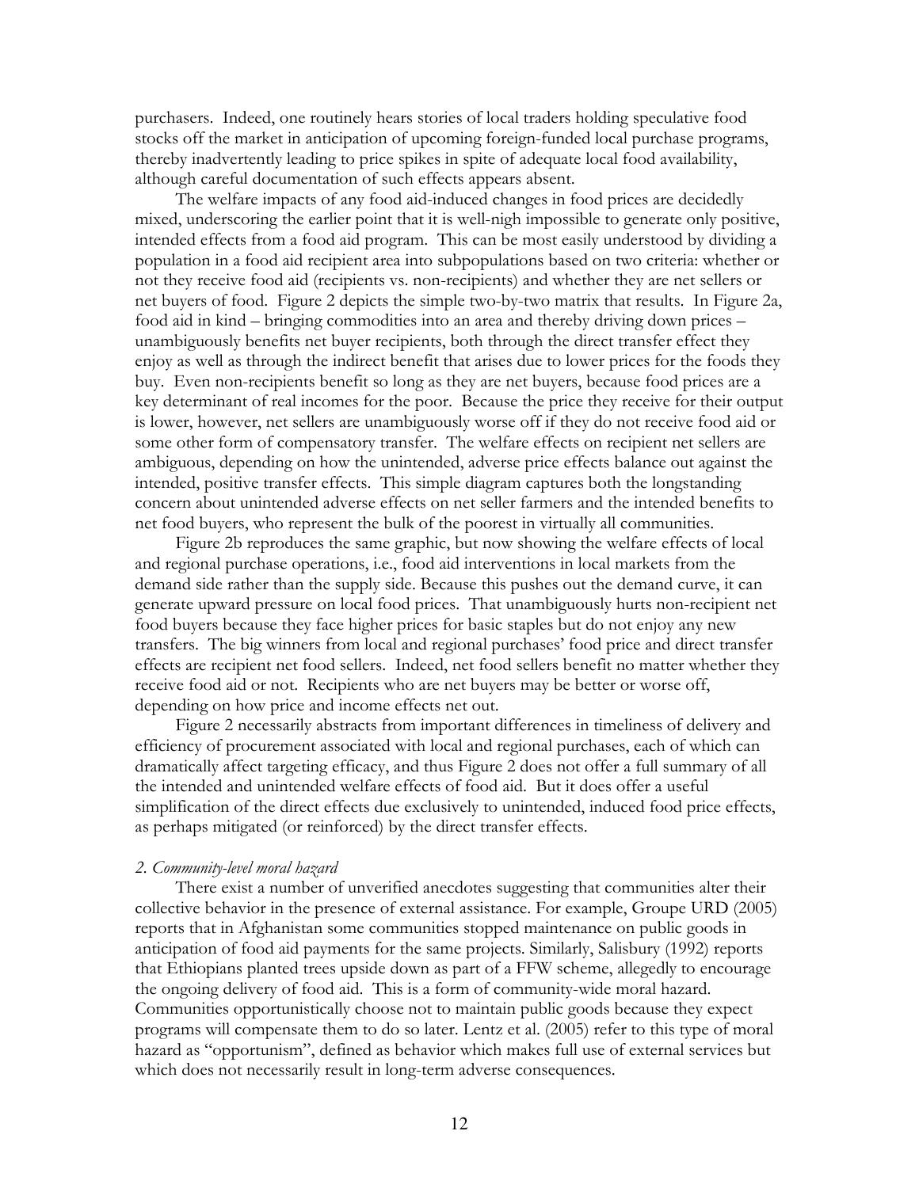purchasers. Indeed, one routinely hears stories of local traders holding speculative food stocks off the market in anticipation of upcoming foreign-funded local purchase programs, thereby inadvertently leading to price spikes in spite of adequate local food availability, although careful documentation of such effects appears absent.

The welfare impacts of any food aid-induced changes in food prices are decidedly mixed, underscoring the earlier point that it is well-nigh impossible to generate only positive, intended effects from a food aid program. This can be most easily understood by dividing a population in a food aid recipient area into subpopulations based on two criteria: whether or not they receive food aid (recipients vs. non-recipients) and whether they are net sellers or net buyers of food. Figure 2 depicts the simple two-by-two matrix that results. In Figure 2a, food aid in kind – bringing commodities into an area and thereby driving down prices – unambiguously benefits net buyer recipients, both through the direct transfer effect they enjoy as well as through the indirect benefit that arises due to lower prices for the foods they buy. Even non-recipients benefit so long as they are net buyers, because food prices are a key determinant of real incomes for the poor. Because the price they receive for their output is lower, however, net sellers are unambiguously worse off if they do not receive food aid or some other form of compensatory transfer. The welfare effects on recipient net sellers are ambiguous, depending on how the unintended, adverse price effects balance out against the intended, positive transfer effects. This simple diagram captures both the longstanding concern about unintended adverse effects on net seller farmers and the intended benefits to net food buyers, who represent the bulk of the poorest in virtually all communities.

Figure 2b reproduces the same graphic, but now showing the welfare effects of local and regional purchase operations, i.e., food aid interventions in local markets from the demand side rather than the supply side. Because this pushes out the demand curve, it can generate upward pressure on local food prices. That unambiguously hurts non-recipient net food buyers because they face higher prices for basic staples but do not enjoy any new transfers. The big winners from local and regional purchases' food price and direct transfer effects are recipient net food sellers. Indeed, net food sellers benefit no matter whether they receive food aid or not. Recipients who are net buyers may be better or worse off, depending on how price and income effects net out.

Figure 2 necessarily abstracts from important differences in timeliness of delivery and efficiency of procurement associated with local and regional purchases, each of which can dramatically affect targeting efficacy, and thus Figure 2 does not offer a full summary of all the intended and unintended welfare effects of food aid. But it does offer a useful simplification of the direct effects due exclusively to unintended, induced food price effects, as perhaps mitigated (or reinforced) by the direct transfer effects.

### *2. Community-level moral hazard*

There exist a number of unverified anecdotes suggesting that communities alter their collective behavior in the presence of external assistance. For example, Groupe URD (2005) reports that in Afghanistan some communities stopped maintenance on public goods in anticipation of food aid payments for the same projects. Similarly, Salisbury (1992) reports that Ethiopians planted trees upside down as part of a FFW scheme, allegedly to encourage the ongoing delivery of food aid. This is a form of community-wide moral hazard. Communities opportunistically choose not to maintain public goods because they expect programs will compensate them to do so later. Lentz et al. (2005) refer to this type of moral hazard as "opportunism", defined as behavior which makes full use of external services but which does not necessarily result in long-term adverse consequences.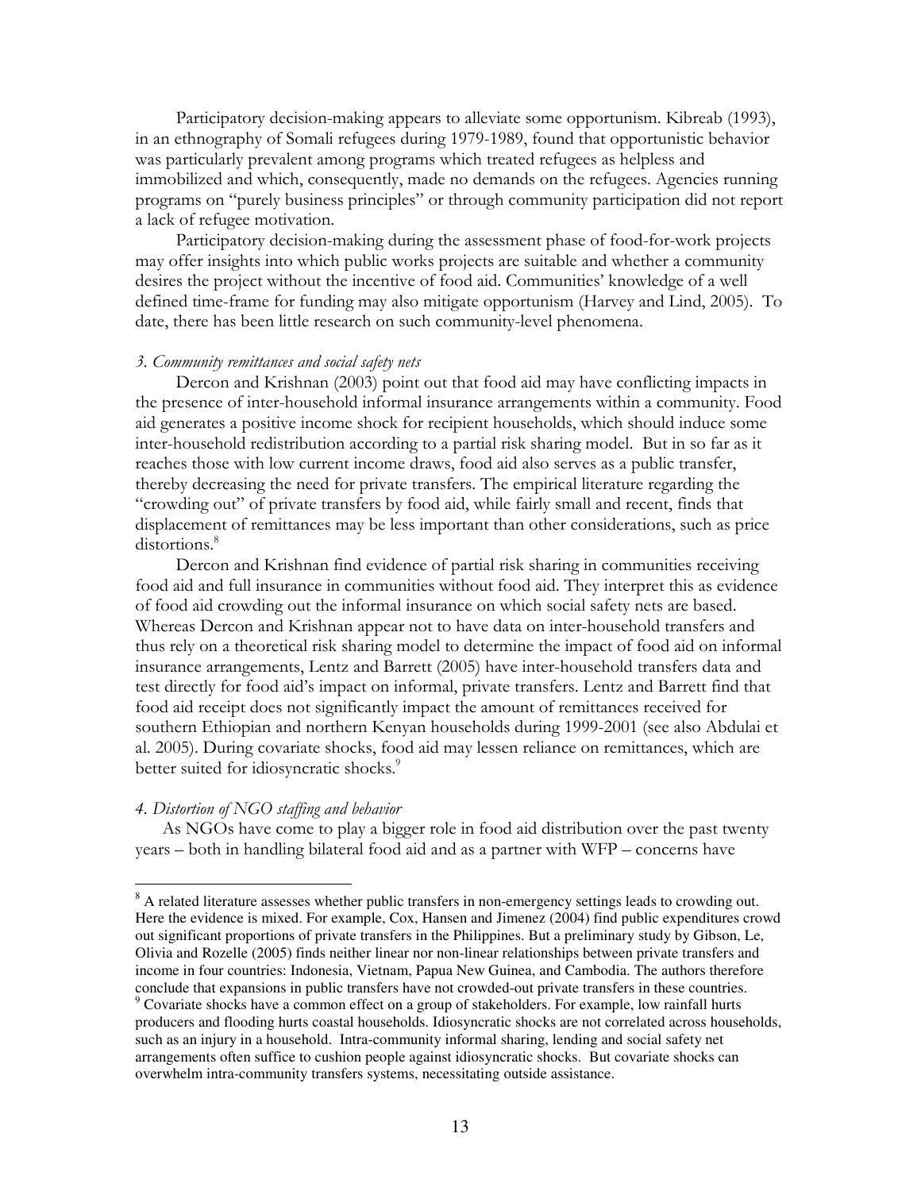Participatory decision-making appears to alleviate some opportunism. Kibreab (1993), in an ethnography of Somali refugees during 1979-1989, found that opportunistic behavior was particularly prevalent among programs which treated refugees as helpless and immobilized and which, consequently, made no demands on the refugees. Agencies running programs on "purely business principles" or through community participation did not report a lack of refugee motivation.

Participatory decision-making during the assessment phase of food-for-work projects may offer insights into which public works projects are suitable and whether a community desires the project without the incentive of food aid. Communities' knowledge of a well defined time-frame for funding may also mitigate opportunism (Harvey and Lind, 2005). To date, there has been little research on such community-level phenomena.

*3. Community remittances and social safety nets*

Dercon and Krishnan (2003) point out that food aid may have conflicting impacts in the presence of inter-household informal insurance arrangements within a community. Food aid generates a positive income shock for recipient households, which should induce some inter-household redistribution according to a partial risk sharing model. But in so far as it reaches those with low current income draws, food aid also serves as a public transfer, thereby decreasing the need for private transfers. The empirical literature regarding the "crowding out" of private transfers by food aid, while fairly small and recent, finds that displacement of remittances may be less important than other considerations, such as price distortions.[8]

Dercon and Krishnan find evidence of partial risk sharing in communities receiving food aid and full insurance in communities without food aid. They interpret this as evidence of food aid crowding out the informal insurance on which social safety nets are based. Whereas Dercon and Krishnan appear not to have data on inter-household transfers and thus rely on a theoretical risk sharing model to determine the impact of food aid on informal insurance arrangements, Lentz and Barrett (2005) have inter-household transfers data and test directly for food aid's impact on informal, private transfers. Lentz and Barrett find that food aid receipt does not significantly impact the amount of remittances received for southern Ethiopian and northern Kenyan households during 1999-2001 (see also Abdulai et al. 2005). During covariate shocks, food aid may lessen reliance on remittances, which are better suited for idiosyncratic shocks.[9]

*4. Distortion of NGO staffing and behavior*

As NGOs have come to play a bigger role in food aid distribution over the past twenty years – both in handling bilateral food aid and as a partner with WFP – concerns have

---

[8] A related literature assesses whether public transfers in non-emergency settings leads to crowding out. Here the evidence is mixed. For example, Cox, Hansen and Jimenez (2004) find public expenditures crowd out significant proportions of private transfers in the Philippines. But a preliminary study by Gibson, Le, Olivia and Rozelle (2005) finds neither linear nor non-linear relationships between private transfers and income in four countries: Indonesia, Vietnam, Papua New Guinea, and Cambodia. The authors therefore conclude that expansions in public transfers have not crowded-out private transfers in these countries.

[9] Covariate shocks have a common effect on a group of stakeholders. For example, low rainfall hurts producers and flooding hurts coastal households. Idiosyncratic shocks are not correlated across households, such as an injury in a household. Intra-community informal sharing, lending and social safety net arrangements often suffice to cushion people against idiosyncratic shocks. But covariate shocks can overwhelm intra-community transfers systems, necessitating outside assistance.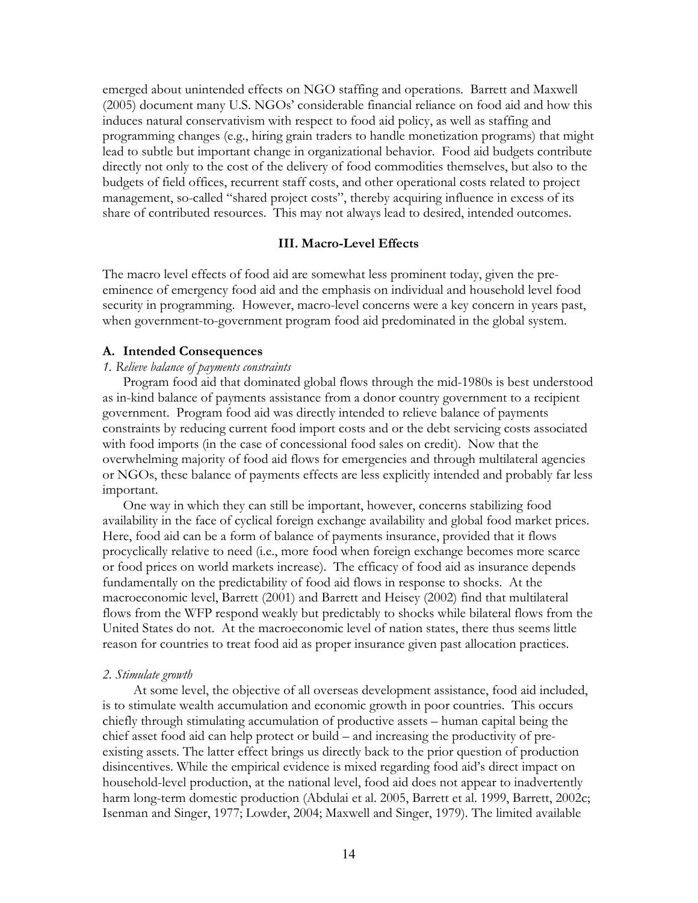emerged about unintended effects on NGO staffing and operations. Barrett and Maxwell (2005) document many U.S. NGOs' considerable financial reliance on food aid and how this induces natural conservativism with respect to food aid policy, as well as staffing and programming changes (e.g., hiring grain traders to handle monetization programs) that might lead to subtle but important change in organizational behavior. Food aid budgets contribute directly not only to the cost of the delivery of food commodities themselves, but also to the budgets of field offices, recurrent staff costs, and other operational costs related to project management, so-called "shared project costs", thereby acquiring influence in excess of its share of contributed resources. This may not always lead to desired, intended outcomes.

## III. Macro-Level Effects

The macro level effects of food aid are somewhat less prominent today, given the pre-eminence of emergency food aid and the emphasis on individual and household level food security in programming. However, macro-level concerns were a key concern in years past, when government-to-government program food aid predominated in the global system.

### A. Intended Consequences

*1. Relieve balance of payments constraints*

Program food aid that dominated global flows through the mid-1980s is best understood as in-kind balance of payments assistance from a donor country government to a recipient government. Program food aid was directly intended to relieve balance of payments constraints by reducing current food import costs and or the debt servicing costs associated with food imports (in the case of concessional food sales on credit). Now that the overwhelming majority of food aid flows for emergencies and through multilateral agencies or NGOs, these balance of payments effects are less explicitly intended and probably far less important.

One way in which they can still be important, however, concerns stabilizing food availability in the face of cyclical foreign exchange availability and global food market prices. Here, food aid can be a form of balance of payments insurance, provided that it flows procyclically relative to need (i.e., more food when foreign exchange becomes more scarce or food prices on world markets increase). The efficacy of food aid as insurance depends fundamentally on the predictability of food aid flows in response to shocks. At the macroeconomic level, Barrett (2001) and Barrett and Heisey (2002) find that multilateral flows from the WFP respond weakly but predictably to shocks while bilateral flows from the United States do not. At the macroeconomic level of nation states, there thus seems little reason for countries to treat food aid as proper insurance given past allocation practices.

*2. Stimulate growth*

At some level, the objective of all overseas development assistance, food aid included, is to stimulate wealth accumulation and economic growth in poor countries. This occurs chiefly through stimulating accumulation of productive assets – human capital being the chief asset food aid can help protect or build – and increasing the productivity of pre-existing assets. The latter effect brings us directly back to the prior question of production disincentives. While the empirical evidence is mixed regarding food aid's direct impact on household-level production, at the national level, food aid does not appear to inadvertently harm long-term domestic production (Abdulai et al. 2005, Barrett et al. 1999, Barrett, 2002c; Isenman and Singer, 1977; Lowder, 2004; Maxwell and Singer, 1979). The limited available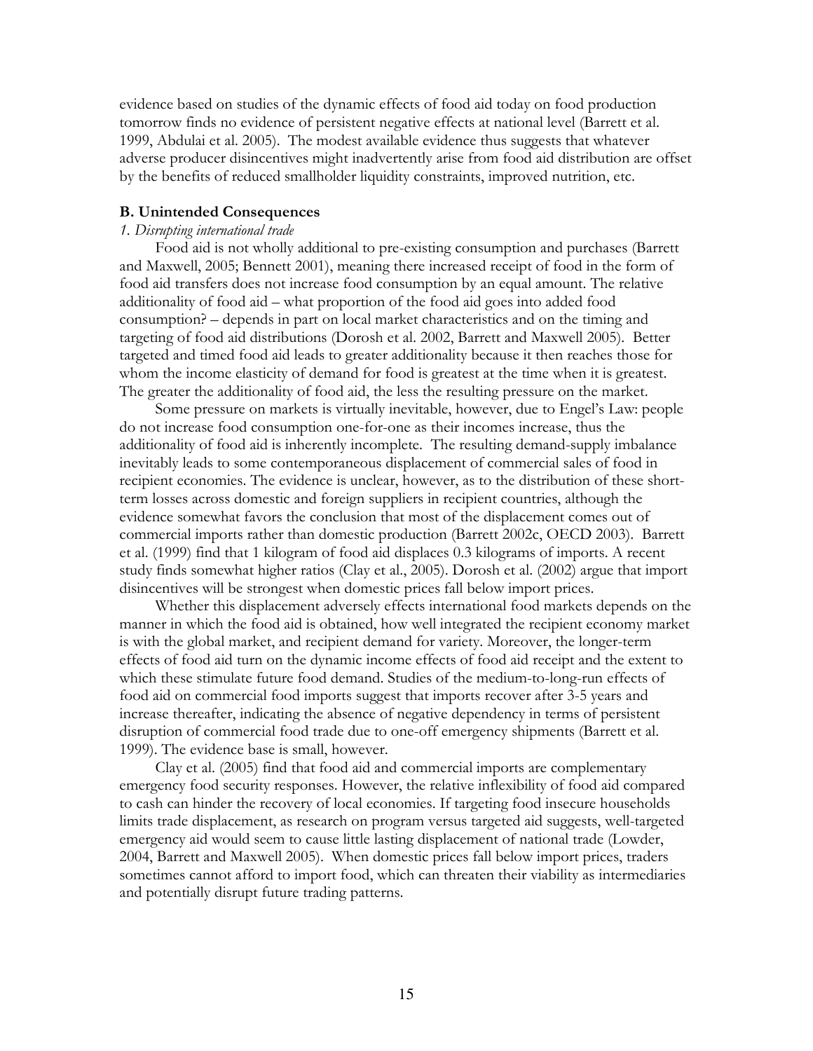evidence based on studies of the dynamic effects of food aid today on food production tomorrow finds no evidence of persistent negative effects at national level (Barrett et al. 1999, Abdulai et al. 2005). The modest available evidence thus suggests that whatever adverse producer disincentives might inadvertently arise from food aid distribution are offset by the benefits of reduced smallholder liquidity constraints, improved nutrition, etc.

**B. Unintended Consequences**

*1. Disrupting international trade*

Food aid is not wholly additional to pre-existing consumption and purchases (Barrett and Maxwell, 2005; Bennett 2001), meaning there increased receipt of food in the form of food aid transfers does not increase food consumption by an equal amount. The relative additionality of food aid – what proportion of the food aid goes into added food consumption? – depends in part on local market characteristics and on the timing and targeting of food aid distributions (Dorosh et al. 2002, Barrett and Maxwell 2005). Better targeted and timed food aid leads to greater additionality because it then reaches those for whom the income elasticity of demand for food is greatest at the time when it is greatest. The greater the additionality of food aid, the less the resulting pressure on the market.

Some pressure on markets is virtually inevitable, however, due to Engel's Law: people do not increase food consumption one-for-one as their incomes increase, thus the additionality of food aid is inherently incomplete. The resulting demand-supply imbalance inevitably leads to some contemporaneous displacement of commercial sales of food in recipient economies. The evidence is unclear, however, as to the distribution of these short-term losses across domestic and foreign suppliers in recipient countries, although the evidence somewhat favors the conclusion that most of the displacement comes out of commercial imports rather than domestic production (Barrett 2002c, OECD 2003). Barrett et al. (1999) find that 1 kilogram of food aid displaces 0.3 kilograms of imports. A recent study finds somewhat higher ratios (Clay et al., 2005). Dorosh et al. (2002) argue that import disincentives will be strongest when domestic prices fall below import prices.

Whether this displacement adversely effects international food markets depends on the manner in which the food aid is obtained, how well integrated the recipient economy market is with the global market, and recipient demand for variety. Moreover, the longer-term effects of food aid turn on the dynamic income effects of food aid receipt and the extent to which these stimulate future food demand. Studies of the medium-to-long-run effects of food aid on commercial food imports suggest that imports recover after 3-5 years and increase thereafter, indicating the absence of negative dependency in terms of persistent disruption of commercial food trade due to one-off emergency shipments (Barrett et al. 1999). The evidence base is small, however.

Clay et al. (2005) find that food aid and commercial imports are complementary emergency food security responses. However, the relative inflexibility of food aid compared to cash can hinder the recovery of local economies. If targeting food insecure households limits trade displacement, as research on program versus targeted aid suggests, well-targeted emergency aid would seem to cause little lasting displacement of national trade (Lowder, 2004, Barrett and Maxwell 2005). When domestic prices fall below import prices, traders sometimes cannot afford to import food, which can threaten their viability as intermediaries and potentially disrupt future trading patterns.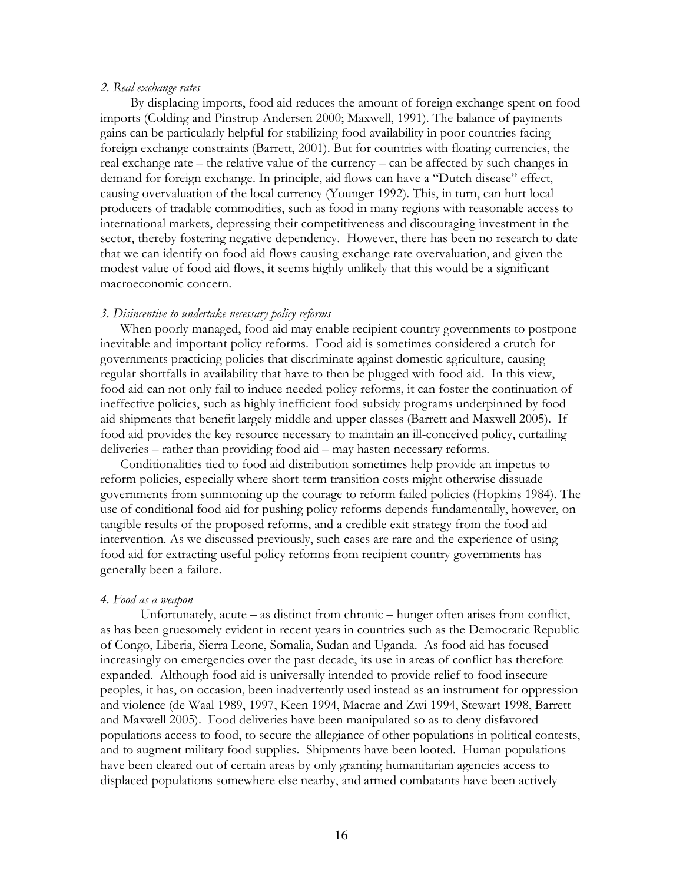*2. Real exchange rates*

By displacing imports, food aid reduces the amount of foreign exchange spent on food imports (Colding and Pinstrup-Andersen 2000; Maxwell, 1991). The balance of payments gains can be particularly helpful for stabilizing food availability in poor countries facing foreign exchange constraints (Barrett, 2001). But for countries with floating currencies, the real exchange rate – the relative value of the currency – can be affected by such changes in demand for foreign exchange. In principle, aid flows can have a "Dutch disease" effect, causing overvaluation of the local currency (Younger 1992). This, in turn, can hurt local producers of tradable commodities, such as food in many regions with reasonable access to international markets, depressing their competitiveness and discouraging investment in the sector, thereby fostering negative dependency. However, there has been no research to date that we can identify on food aid flows causing exchange rate overvaluation, and given the modest value of food aid flows, it seems highly unlikely that this would be a significant macroeconomic concern.

*3. Disincentive to undertake necessary policy reforms*

When poorly managed, food aid may enable recipient country governments to postpone inevitable and important policy reforms. Food aid is sometimes considered a crutch for governments practicing policies that discriminate against domestic agriculture, causing regular shortfalls in availability that have to then be plugged with food aid. In this view, food aid can not only fail to induce needed policy reforms, it can foster the continuation of ineffective policies, such as highly inefficient food subsidy programs underpinned by food aid shipments that benefit largely middle and upper classes (Barrett and Maxwell 2005). If food aid provides the key resource necessary to maintain an ill-conceived policy, curtailing deliveries – rather than providing food aid – may hasten necessary reforms.

Conditionalities tied to food aid distribution sometimes help provide an impetus to reform policies, especially where short-term transition costs might otherwise dissuade governments from summoning up the courage to reform failed policies (Hopkins 1984). The use of conditional food aid for pushing policy reforms depends fundamentally, however, on tangible results of the proposed reforms, and a credible exit strategy from the food aid intervention. As we discussed previously, such cases are rare and the experience of using food aid for extracting useful policy reforms from recipient country governments has generally been a failure.

*4. Food as a weapon*

Unfortunately, acute – as distinct from chronic – hunger often arises from conflict, as has been gruesomely evident in recent years in countries such as the Democratic Republic of Congo, Liberia, Sierra Leone, Somalia, Sudan and Uganda. As food aid has focused increasingly on emergencies over the past decade, its use in areas of conflict has therefore expanded. Although food aid is universally intended to provide relief to food insecure peoples, it has, on occasion, been inadvertently used instead as an instrument for oppression and violence (de Waal 1989, 1997, Keen 1994, Macrae and Zwi 1994, Stewart 1998, Barrett and Maxwell 2005). Food deliveries have been manipulated so as to deny disfavored populations access to food, to secure the allegiance of other populations in political contests, and to augment military food supplies. Shipments have been looted. Human populations have been cleared out of certain areas by only granting humanitarian agencies access to displaced populations somewhere else nearby, and armed combatants have been actively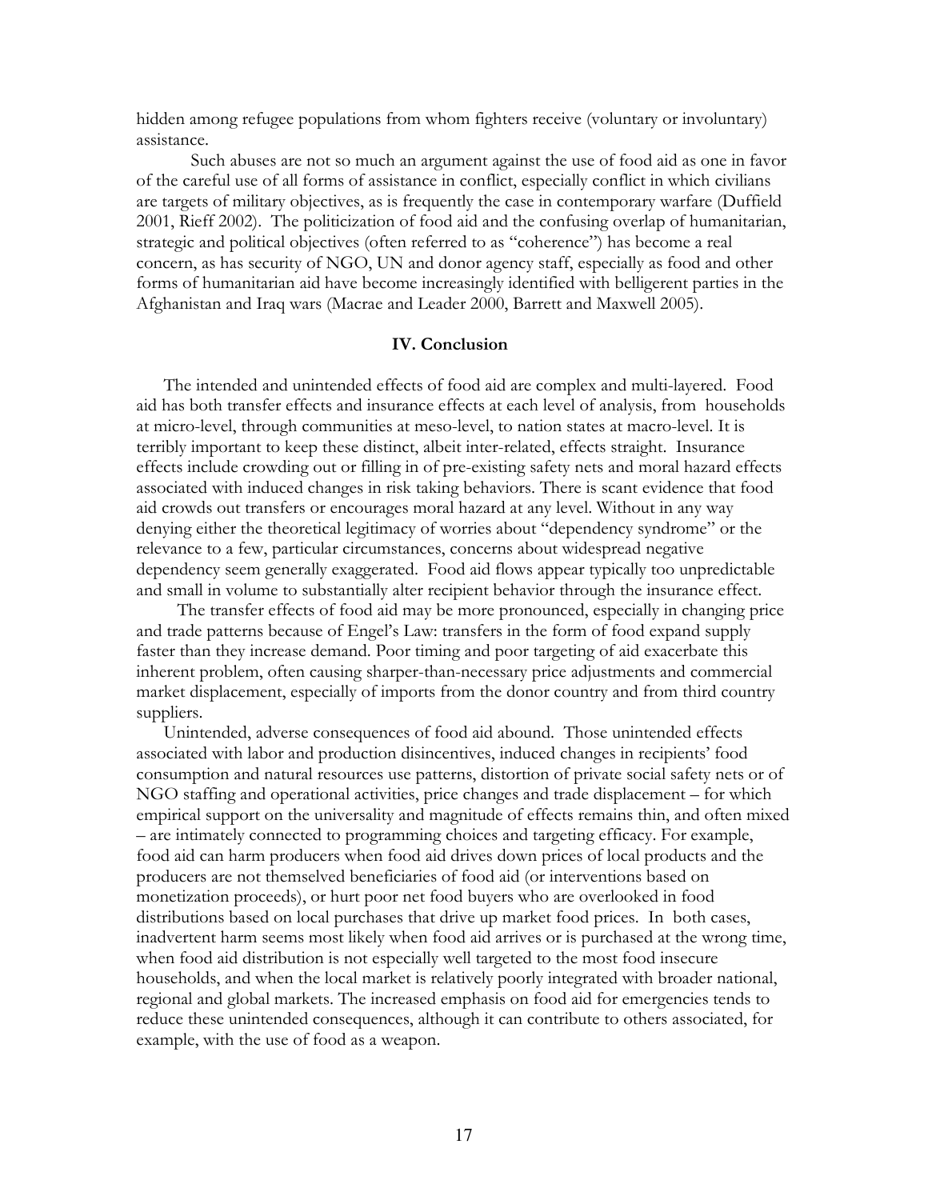hidden among refugee populations from whom fighters receive (voluntary or involuntary) assistance.

Such abuses are not so much an argument against the use of food aid as one in favor of the careful use of all forms of assistance in conflict, especially conflict in which civilians are targets of military objectives, as is frequently the case in contemporary warfare (Duffield 2001, Rieff 2002). The politicization of food aid and the confusing overlap of humanitarian, strategic and political objectives (often referred to as "coherence") has become a real concern, as has security of NGO, UN and donor agency staff, especially as food and other forms of humanitarian aid have become increasingly identified with belligerent parties in the Afghanistan and Iraq wars (Macrae and Leader 2000, Barrett and Maxwell 2005).

## IV. Conclusion

The intended and unintended effects of food aid are complex and multi-layered. Food aid has both transfer effects and insurance effects at each level of analysis, from households at micro-level, through communities at meso-level, to nation states at macro-level. It is terribly important to keep these distinct, albeit inter-related, effects straight. Insurance effects include crowding out or filling in of pre-existing safety nets and moral hazard effects associated with induced changes in risk taking behaviors. There is scant evidence that food aid crowds out transfers or encourages moral hazard at any level. Without in any way denying either the theoretical legitimacy of worries about "dependency syndrome" or the relevance to a few, particular circumstances, concerns about widespread negative dependency seem generally exaggerated. Food aid flows appear typically too unpredictable and small in volume to substantially alter recipient behavior through the insurance effect.

The transfer effects of food aid may be more pronounced, especially in changing price and trade patterns because of Engel's Law: transfers in the form of food expand supply faster than they increase demand. Poor timing and poor targeting of aid exacerbate this inherent problem, often causing sharper-than-necessary price adjustments and commercial market displacement, especially of imports from the donor country and from third country suppliers.

Unintended, adverse consequences of food aid abound. Those unintended effects associated with labor and production disincentives, induced changes in recipients' food consumption and natural resources use patterns, distortion of private social safety nets or of NGO staffing and operational activities, price changes and trade displacement – for which empirical support on the universality and magnitude of effects remains thin, and often mixed – are intimately connected to programming choices and targeting efficacy. For example, food aid can harm producers when food aid drives down prices of local products and the producers are not themselved beneficiaries of food aid (or interventions based on monetization proceeds), or hurt poor net food buyers who are overlooked in food distributions based on local purchases that drive up market food prices. In both cases, inadvertent harm seems most likely when food aid arrives or is purchased at the wrong time, when food aid distribution is not especially well targeted to the most food insecure households, and when the local market is relatively poorly integrated with broader national, regional and global markets. The increased emphasis on food aid for emergencies tends to reduce these unintended consequences, although it can contribute to others associated, for example, with the use of food as a weapon.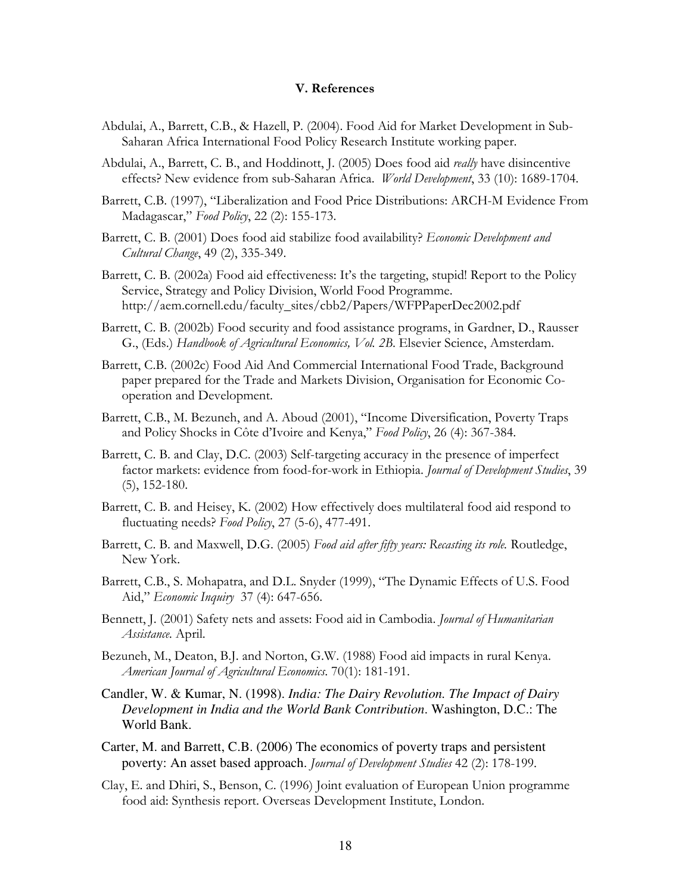## V. References

Abdulai, A., Barrett, C.B., & Hazell, P. (2004). Food Aid for Market Development in Sub-Saharan Africa International Food Policy Research Institute working paper.

Abdulai, A., Barrett, C. B., and Hoddinott, J. (2005) Does food aid *really* have disincentive effects? New evidence from sub-Saharan Africa. *World Development*, 33 (10): 1689-1704.

Barrett, C.B. (1997), "Liberalization and Food Price Distributions: ARCH-M Evidence From Madagascar," *Food Policy*, 22 (2): 155-173.

Barrett, C. B. (2001) Does food aid stabilize food availability? *Economic Development and Cultural Change*, 49 (2), 335-349.

Barrett, C. B. (2002a) Food aid effectiveness: It's the targeting, stupid! Report to the Policy Service, Strategy and Policy Division, World Food Programme. http://aem.cornell.edu/faculty_sites/cbb2/Papers/WFPPaperDec2002.pdf

Barrett, C. B. (2002b) Food security and food assistance programs, in Gardner, D., Rausser G., (Eds.) *Handbook of Agricultural Economics, Vol. 2B*. Elsevier Science, Amsterdam.

Barrett, C.B. (2002c) Food Aid And Commercial International Food Trade, Background paper prepared for the Trade and Markets Division, Organisation for Economic Co-operation and Development.

Barrett, C.B., M. Bezuneh, and A. Aboud (2001), "Income Diversification, Poverty Traps and Policy Shocks in Côte d'Ivoire and Kenya," *Food Policy*, 26 (4): 367-384.

Barrett, C. B. and Clay, D.C. (2003) Self-targeting accuracy in the presence of imperfect factor markets: evidence from food-for-work in Ethiopia. *Journal of Development Studies*, 39 (5), 152-180.

Barrett, C. B. and Heisey, K. (2002) How effectively does multilateral food aid respond to fluctuating needs? *Food Policy*, 27 (5-6), 477-491.

Barrett, C. B. and Maxwell, D.G. (2005) *Food aid after fifty years: Recasting its role.* Routledge, New York.

Barrett, C.B., S. Mohapatra, and D.L. Snyder (1999), "The Dynamic Effects of U.S. Food Aid," *Economic Inquiry* 37 (4): 647-656.

Bennett, J. (2001) Safety nets and assets: Food aid in Cambodia. *Journal of Humanitarian Assistance.* April.

Bezuneh, M., Deaton, B.J. and Norton, G.W. (1988) Food aid impacts in rural Kenya. *American Journal of Agricultural Economics*. 70(1): 181-191.

Candler, W. & Kumar, N. (1998). *India: The Dairy Revolution. The Impact of Dairy Development in India and the World Bank Contribution*. Washington, D.C.: The World Bank.

Carter, M. and Barrett, C.B. (2006) The economics of poverty traps and persistent poverty: An asset based approach. *Journal of Development Studies* 42 (2): 178-199.

Clay, E. and Dhiri, S., Benson, C. (1996) Joint evaluation of European Union programme food aid: Synthesis report. Overseas Development Institute, London.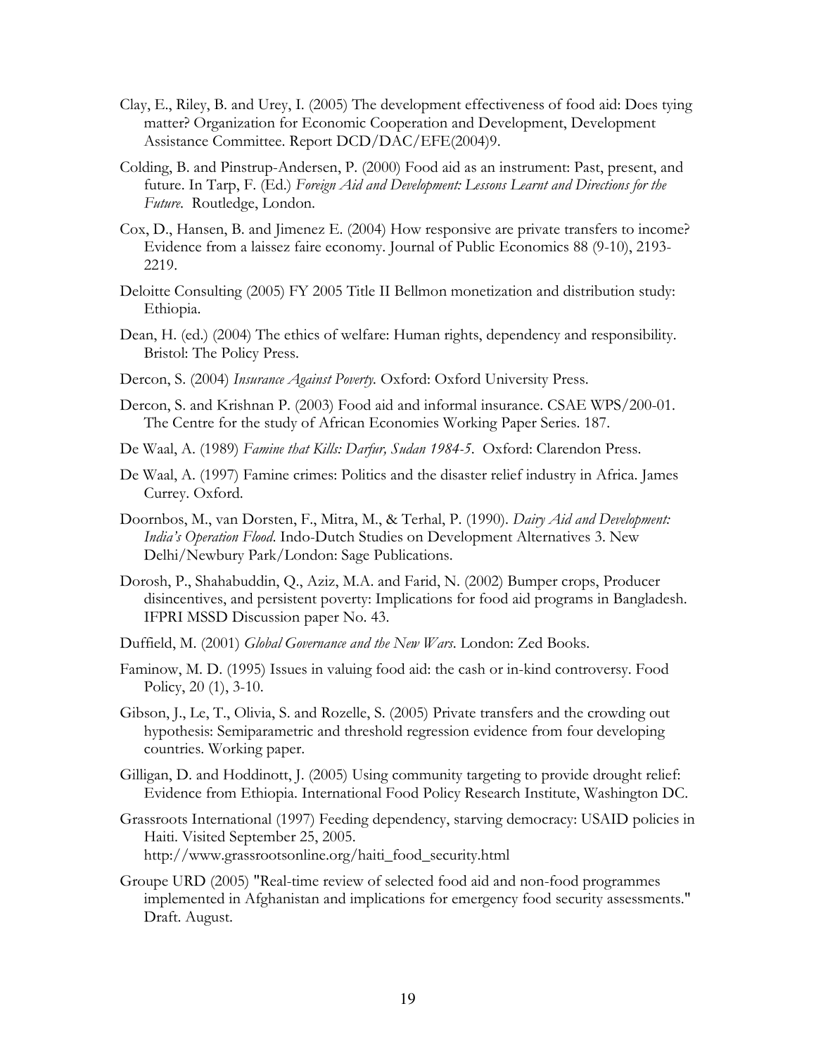Clay, E., Riley, B. and Urey, I. (2005) The development effectiveness of food aid: Does tying matter? Organization for Economic Cooperation and Development, Development Assistance Committee. Report DCD/DAC/EFE(2004)9.

Colding, B. and Pinstrup-Andersen, P. (2000) Food aid as an instrument: Past, present, and future. In Tarp, F. (Ed.) *Foreign Aid and Development: Lessons Learnt and Directions for the Future.* Routledge, London.

Cox, D., Hansen, B. and Jimenez E. (2004) How responsive are private transfers to income? Evidence from a laissez faire economy. Journal of Public Economics 88 (9-10), 2193-2219.

Deloitte Consulting (2005) FY 2005 Title II Bellmon monetization and distribution study: Ethiopia.

Dean, H. (ed.) (2004) The ethics of welfare: Human rights, dependency and responsibility. Bristol: The Policy Press.

Dercon, S. (2004) *Insurance Against Poverty.* Oxford: Oxford University Press.

Dercon, S. and Krishnan P. (2003) Food aid and informal insurance. CSAE WPS/200-01. The Centre for the study of African Economies Working Paper Series. 187.

De Waal, A. (1989) *Famine that Kills: Darfur, Sudan 1984-5.* Oxford: Clarendon Press.

De Waal, A. (1997) Famine crimes: Politics and the disaster relief industry in Africa. James Currey. Oxford.

Doornbos, M., van Dorsten, F., Mitra, M., & Terhal, P. (1990). *Dairy Aid and Development: India's Operation Flood.* Indo-Dutch Studies on Development Alternatives 3. New Delhi/Newbury Park/London: Sage Publications.

Dorosh, P., Shahabuddin, Q., Aziz, M.A. and Farid, N. (2002) Bumper crops, Producer disincentives, and persistent poverty: Implications for food aid programs in Bangladesh. IFPRI MSSD Discussion paper No. 43.

Duffield, M. (2001) *Global Governance and the New Wars.* London: Zed Books.

Faminow, M. D. (1995) Issues in valuing food aid: the cash or in-kind controversy. Food Policy, 20 (1), 3-10.

Gibson, J., Le, T., Olivia, S. and Rozelle, S. (2005) Private transfers and the crowding out hypothesis: Semiparametric and threshold regression evidence from four developing countries. Working paper.

Gilligan, D. and Hoddinott, J. (2005) Using community targeting to provide drought relief: Evidence from Ethiopia. International Food Policy Research Institute, Washington DC.

Grassroots International (1997) Feeding dependency, starving democracy: USAID policies in Haiti. Visited September 25, 2005. http://www.grassrootsonline.org/haiti_food_security.html

Groupe URD (2005) "Real-time review of selected food aid and non-food programmes implemented in Afghanistan and implications for emergency food security assessments." Draft. August.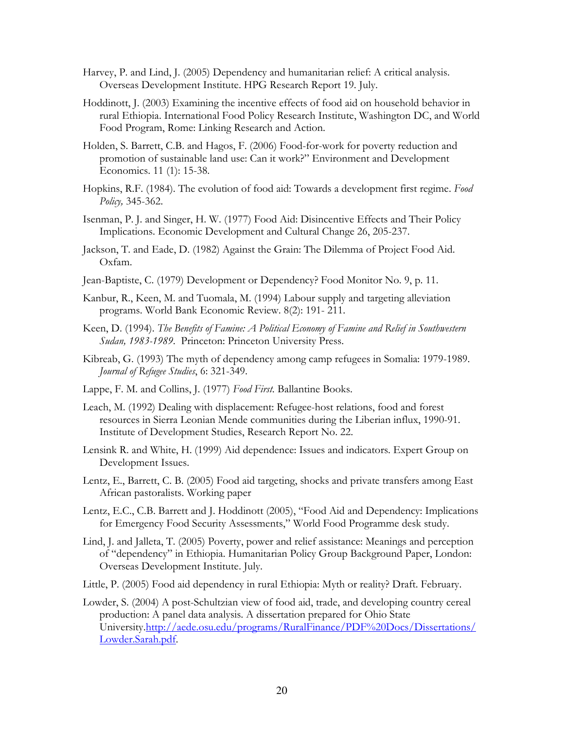Harvey, P. and Lind, J. (2005) Dependency and humanitarian relief: A critical analysis. Overseas Development Institute. HPG Research Report 19. July.

Hoddinott, J. (2003) Examining the incentive effects of food aid on household behavior in rural Ethiopia. International Food Policy Research Institute, Washington DC, and World Food Program, Rome: Linking Research and Action.

Holden, S. Barrett, C.B. and Hagos, F. (2006) Food-for-work for poverty reduction and promotion of sustainable land use: Can it work?" Environment and Development Economics. 11 (1): 15-38.

Hopkins, R.F. (1984). The evolution of food aid: Towards a development first regime. *Food Policy,* 345-362.

Isenman, P. J. and Singer, H. W. (1977) Food Aid: Disincentive Effects and Their Policy Implications. Economic Development and Cultural Change 26, 205-237.

Jackson, T. and Eade, D. (1982) Against the Grain: The Dilemma of Project Food Aid. Oxfam.

Jean-Baptiste, C. (1979) Development or Dependency? Food Monitor No. 9, p. 11.

Kanbur, R., Keen, M. and Tuomala, M. (1994) Labour supply and targeting alleviation programs. World Bank Economic Review. 8(2): 191- 211.

Keen, D. (1994). *The Benefits of Famine: A Political Economy of Famine and Relief in Southwestern Sudan, 1983-1989*. Princeton: Princeton University Press.

Kibreab, G. (1993) The myth of dependency among camp refugees in Somalia: 1979-1989. *Journal of Refugee Studies*, 6: 321-349.

Lappe, F. M. and Collins, J. (1977) *Food First.* Ballantine Books.

Leach, M. (1992) Dealing with displacement: Refugee-host relations, food and forest resources in Sierra Leonian Mende communities during the Liberian influx, 1990-91. Institute of Development Studies, Research Report No. 22.

Lensink R. and White, H. (1999) Aid dependence: Issues and indicators. Expert Group on Development Issues.

Lentz, E., Barrett, C. B. (2005) Food aid targeting, shocks and private transfers among East African pastoralists. Working paper

Lentz, E.C., C.B. Barrett and J. Hoddinott (2005), "Food Aid and Dependency: Implications for Emergency Food Security Assessments," World Food Programme desk study.

Lind, J. and Jalleta, T. (2005) Poverty, power and relief assistance: Meanings and perception of "dependency" in Ethiopia. Humanitarian Policy Group Background Paper, London: Overseas Development Institute. July.

Little, P. (2005) Food aid dependency in rural Ethiopia: Myth or reality? Draft. February.

Lowder, S. (2004) A post-Schultzian view of food aid, trade, and developing country cereal production: A panel data analysis. A dissertation prepared for Ohio State University.http://aede.osu.edu/programs/RuralFinance/PDF%20Docs/Dissertations/Lowder.Sarah.pdf.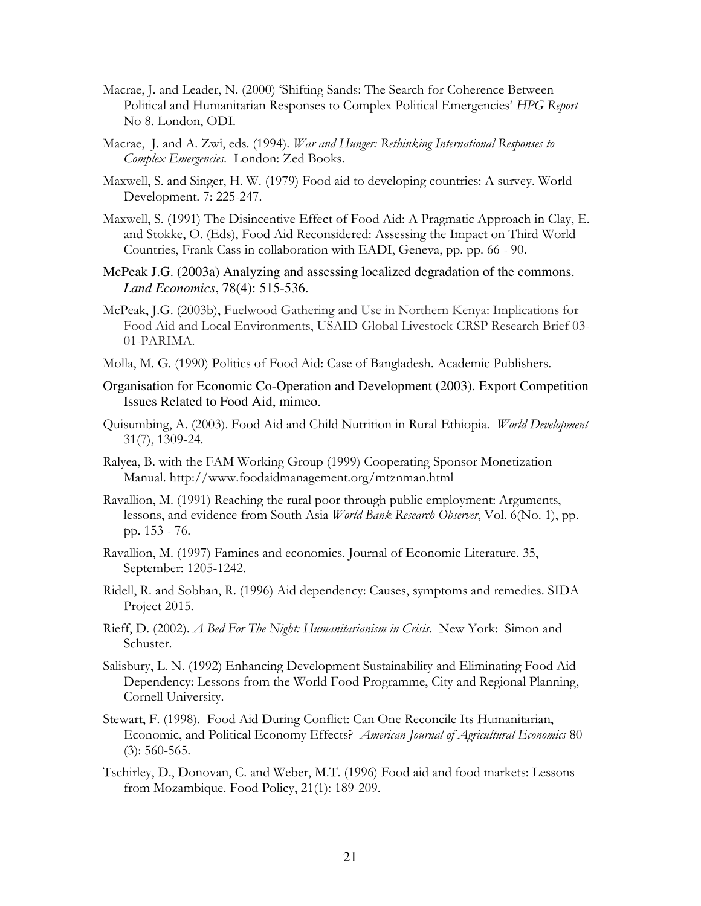Macrae, J. and Leader, N. (2000) 'Shifting Sands: The Search for Coherence Between Political and Humanitarian Responses to Complex Political Emergencies' *HPG Report* No 8. London, ODI.

Macrae, J. and A. Zwi, eds. (1994). *War and Hunger: Rethinking International Responses to Complex Emergencies*. London: Zed Books.

Maxwell, S. and Singer, H. W. (1979) Food aid to developing countries: A survey. World Development. 7: 225-247.

Maxwell, S. (1991) The Disincentive Effect of Food Aid: A Pragmatic Approach in Clay, E. and Stokke, O. (Eds), Food Aid Reconsidered: Assessing the Impact on Third World Countries, Frank Cass in collaboration with EADI, Geneva, pp. pp. 66 - 90.

McPeak J.G. (2003a) Analyzing and assessing localized degradation of the commons. *Land Economics*, 78(4): 515-536.

McPeak, J.G. (2003b), Fuelwood Gathering and Use in Northern Kenya: Implications for Food Aid and Local Environments, USAID Global Livestock CRSP Research Brief 03-01-PARIMA.

Molla, M. G. (1990) Politics of Food Aid: Case of Bangladesh. Academic Publishers.

Organisation for Economic Co-Operation and Development (2003). Export Competition Issues Related to Food Aid, mimeo.

Quisumbing, A. (2003). Food Aid and Child Nutrition in Rural Ethiopia. *World Development* 31(7), 1309-24.

Ralyea, B. with the FAM Working Group (1999) Cooperating Sponsor Monetization Manual. http://www.foodaidmanagement.org/mtznman.html

Ravallion, M. (1991) Reaching the rural poor through public employment: Arguments, lessons, and evidence from South Asia *World Bank Research Observer*, Vol. 6(No. 1), pp. pp. 153 - 76.

Ravallion, M. (1997) Famines and economics. Journal of Economic Literature. 35, September: 1205-1242.

Ridell, R. and Sobhan, R. (1996) Aid dependency: Causes, symptoms and remedies. SIDA Project 2015.

Rieff, D. (2002). *A Bed For The Night: Humanitarianism in Crisis*. New York: Simon and Schuster.

Salisbury, L. N. (1992) Enhancing Development Sustainability and Eliminating Food Aid Dependency: Lessons from the World Food Programme, City and Regional Planning, Cornell University.

Stewart, F. (1998). Food Aid During Conflict: Can One Reconcile Its Humanitarian, Economic, and Political Economy Effects? *American Journal of Agricultural Economics* 80 (3): 560-565.

Tschirley, D., Donovan, C. and Weber, M.T. (1996) Food aid and food markets: Lessons from Mozambique. Food Policy, 21(1): 189-209.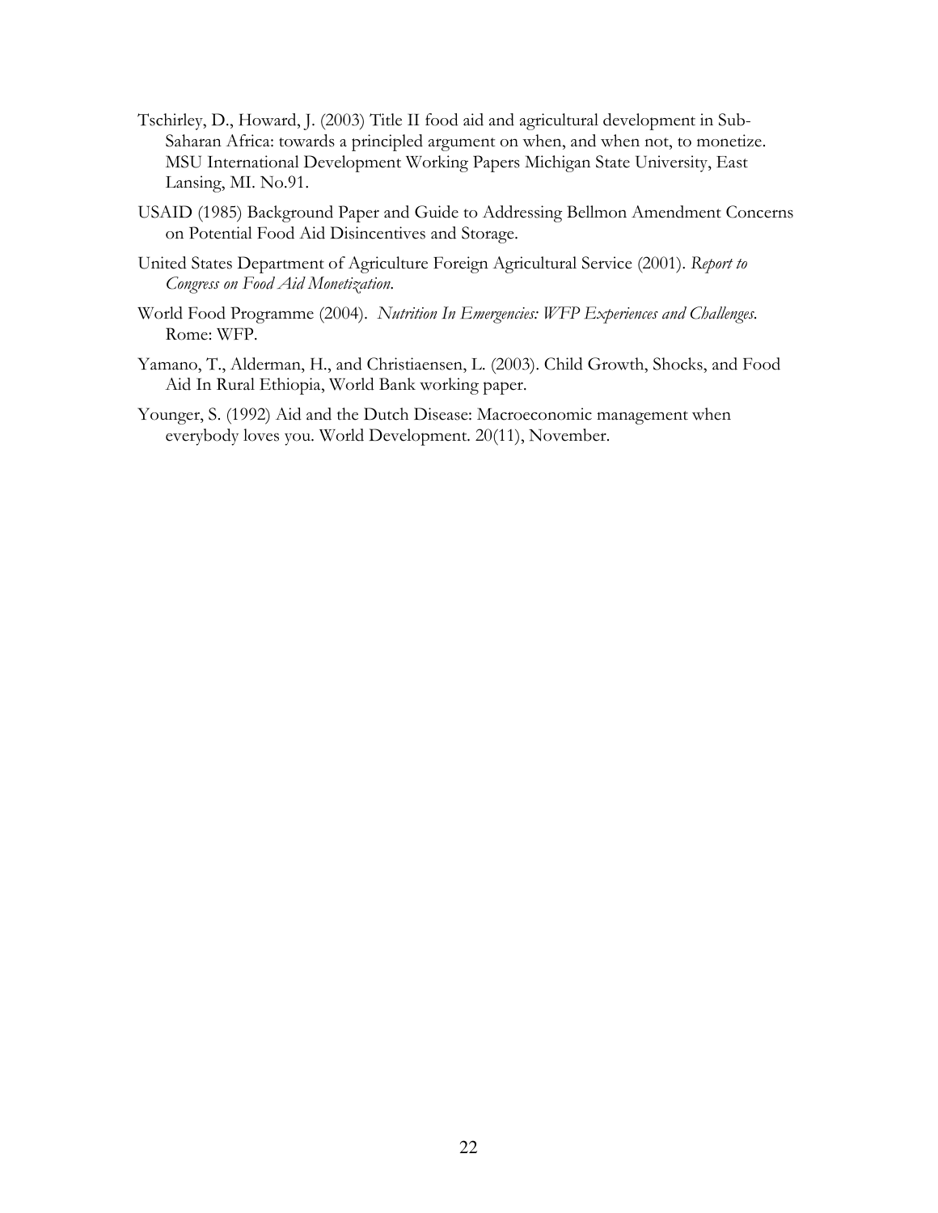Tschirley, D., Howard, J. (2003) Title II food aid and agricultural development in Sub-Saharan Africa: towards a principled argument on when, and when not, to monetize. MSU International Development Working Papers Michigan State University, East Lansing, MI. No.91.

USAID (1985) Background Paper and Guide to Addressing Bellmon Amendment Concerns on Potential Food Aid Disincentives and Storage.

United States Department of Agriculture Foreign Agricultural Service (2001). *Report to Congress on Food Aid Monetization.*

World Food Programme (2004). *Nutrition In Emergencies: WFP Experiences and Challenges.* Rome: WFP.

Yamano, T., Alderman, H., and Christiaensen, L. (2003). Child Growth, Shocks, and Food Aid In Rural Ethiopia, World Bank working paper.

Younger, S. (1992) Aid and the Dutch Disease: Macroeconomic management when everybody loves you. World Development. 20(11), November.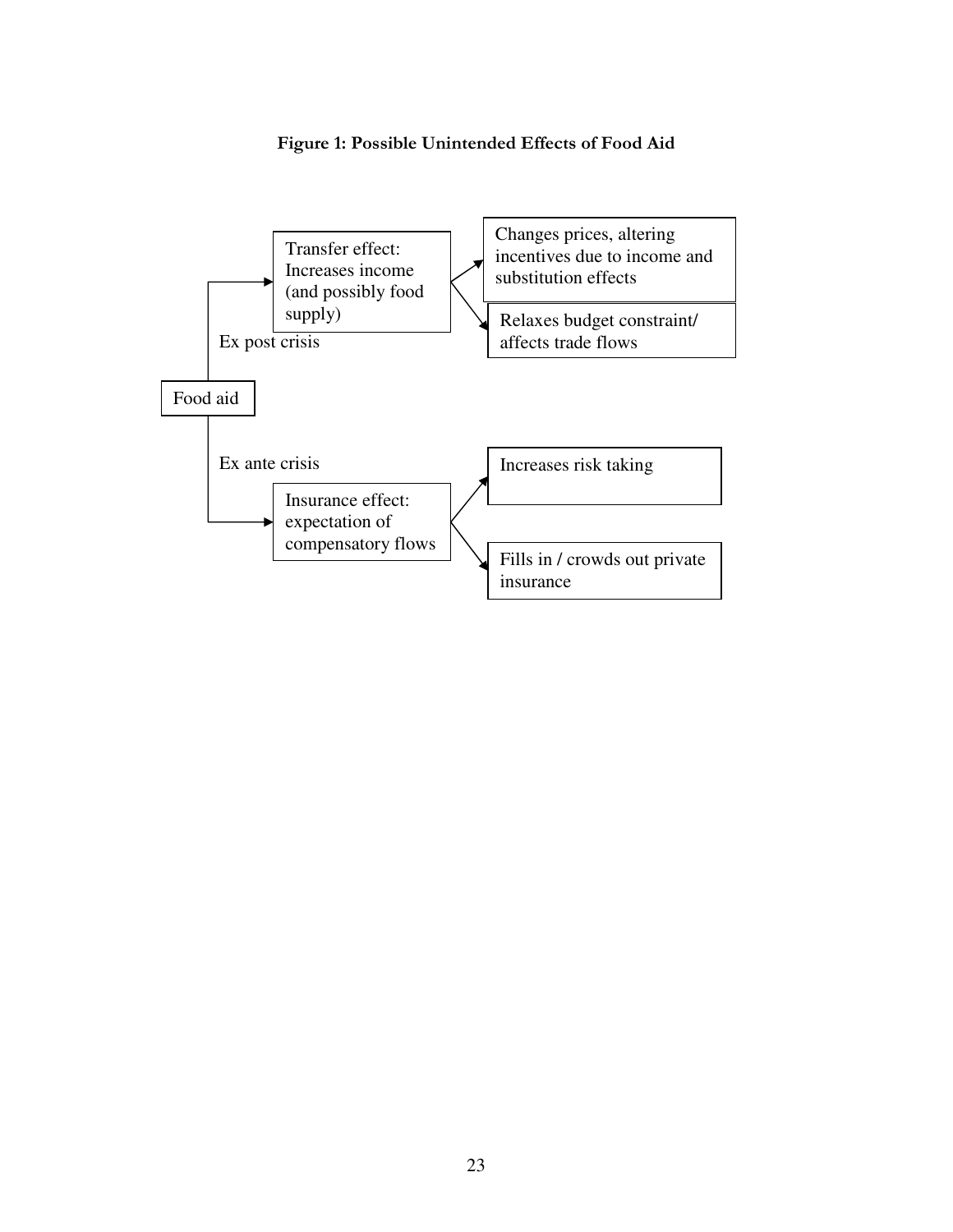**Figure 1: Possible Unintended Effects of Food Aid**

Food aid

Ex post crisis

Transfer effect: Increases income (and possibly food supply)

Changes prices, altering incentives due to income and substitution effects

Relaxes budget constraint/ affects trade flows

Ex ante crisis

Insurance effect: expectation of compensatory flows

Increases risk taking

Fills in / crowds out private insurance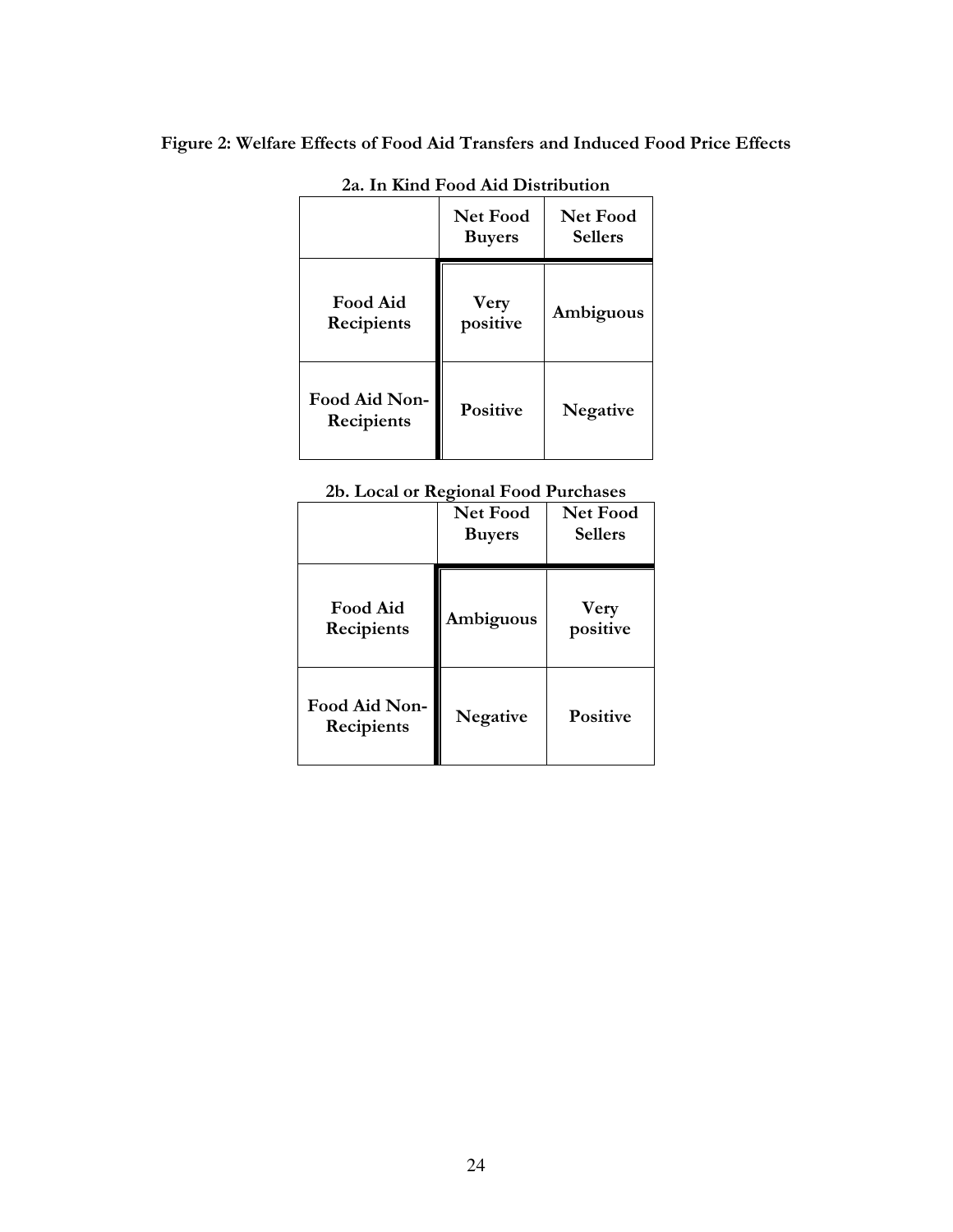**Figure 2: Welfare Effects of Food Aid Transfers and Induced Food Price Effects**

**2a. In Kind Food Aid Distribution**

| | Net Food Buyers | Net Food Sellers |
|---|---|---|
| **Food Aid Recipients** | **Very positive** | **Ambiguous** |
| **Food Aid Non-Recipients** | **Positive** | **Negative** |

**2b. Local or Regional Food Purchases**

| | Net Food Buyers | Net Food Sellers |
|---|---|---|
| **Food Aid Recipients** | **Ambiguous** | **Very positive** |
| **Food Aid Non-Recipients** | **Negative** | **Positive** |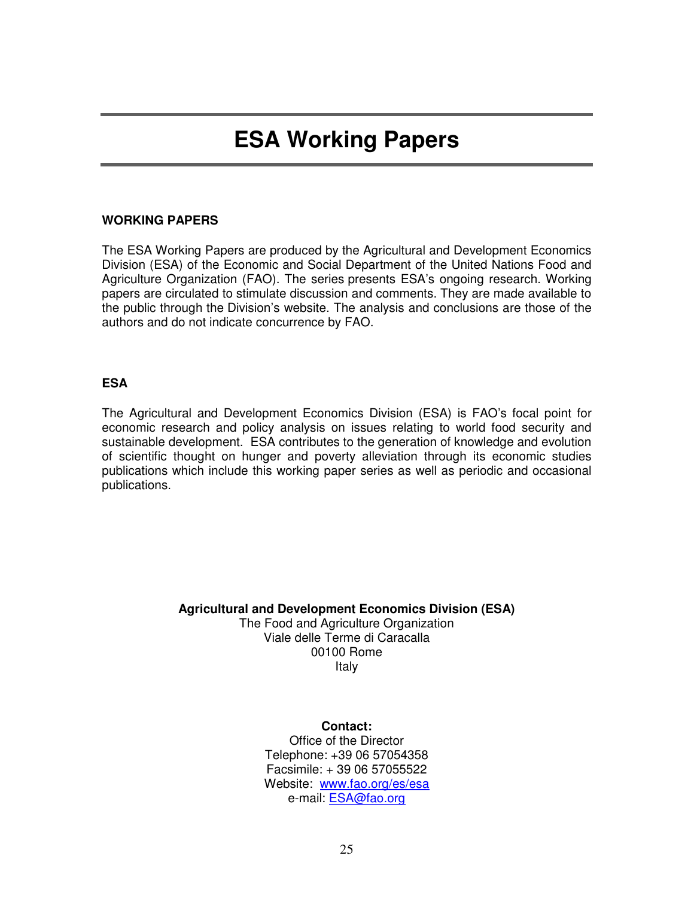# ESA Working Papers

**WORKING PAPERS**

The ESA Working Papers are produced by the Agricultural and Development Economics Division (ESA) of the Economic and Social Department of the United Nations Food and Agriculture Organization (FAO). The series presents ESA's ongoing research. Working papers are circulated to stimulate discussion and comments. They are made available to the public through the Division's website. The analysis and conclusions are those of the authors and do not indicate concurrence by FAO.

**ESA**

The Agricultural and Development Economics Division (ESA) is FAO's focal point for economic research and policy analysis on issues relating to world food security and sustainable development. ESA contributes to the generation of knowledge and evolution of scientific thought on hunger and poverty alleviation through its economic studies publications which include this working paper series as well as periodic and occasional publications.

**Agricultural and Development Economics Division (ESA)**
The Food and Agriculture Organization
Viale delle Terme di Caracalla
00100 Rome
Italy

**Contact:**
Office of the Director
Telephone: +39 06 57054358
Facsimile: + 39 06 57055522
Website: www.fao.org/es/esa
e-mail: ESA@fao.org